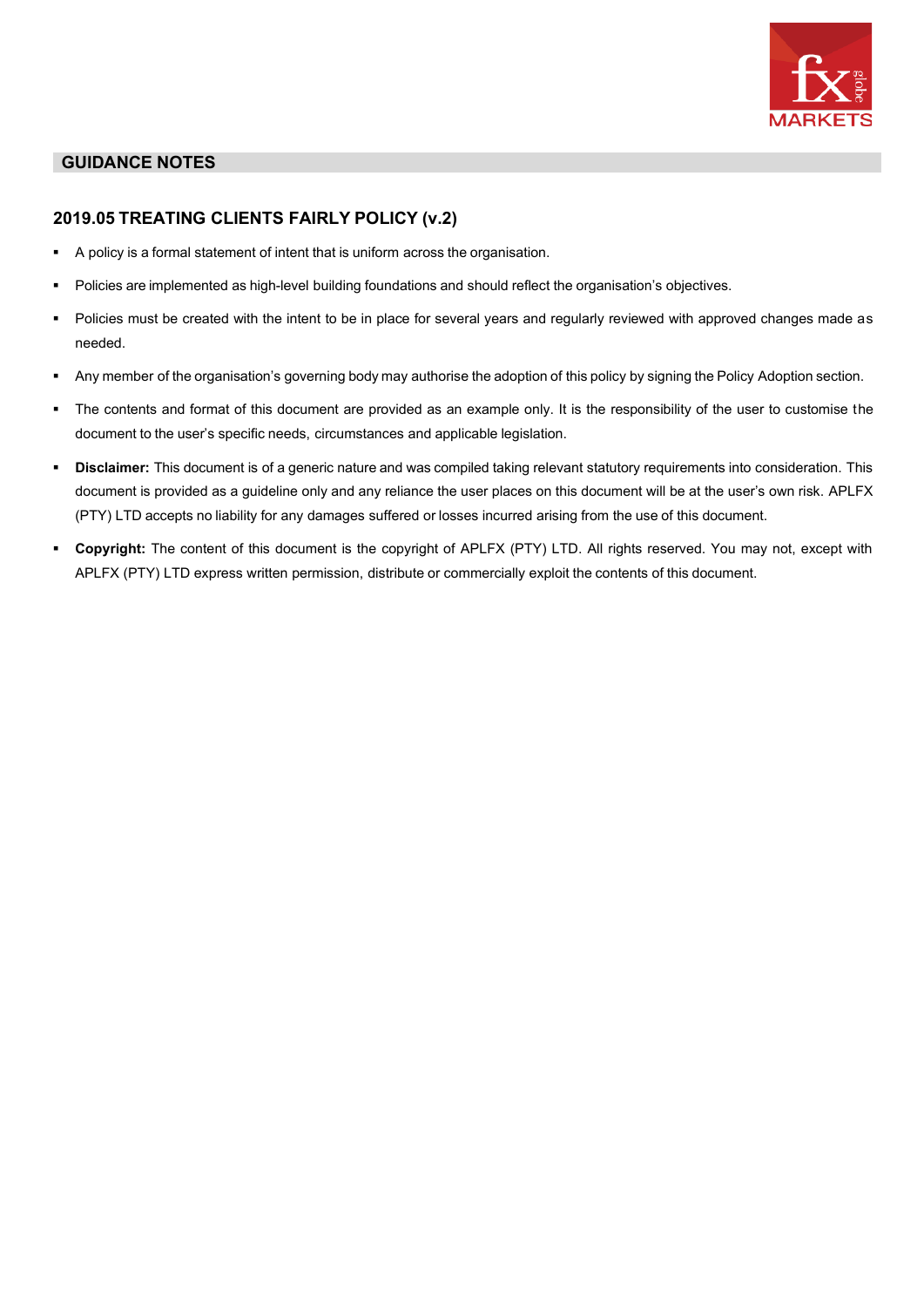## GUIDANCE NOTES

### 2019.05 TREATING CLIENTS FAIRLY POLICY (v.2)

- A policy is a formal statement of intent that is uniform across the organisation.
- Policies are implemented as high-level building foundations and should reflect the organisation's objectives.
- Policies must be created with the intent to be in place for several years and regularly reviewed with approved changes made as needed.
- Any member of the organisation's governing body may authorise the adoption of this policy by signing the Policy Adoption section.
- The contents and format of this document are provided as an example only. It is the responsibility of the user to customise the document to the user's specific needs, circumstances and applicable legislation.
- **Disclaimer:** This document is of a generic nature and was compiled taking relevant statutory requirements into consideration. This document is provided as a guideline only and any reliance the user places on this document will be at the user's own risk. APLFX (PTY) LTD accepts no liability for any damages suffered or losses incurred arising from the use of this document.
- **Copyright:** The content of this document is the copyright of APLFX (PTY) LTD. All rights reserved. You may not, except with APLFX (PTY) LTD express written permission, distribute or commercially exploit the contents of this document.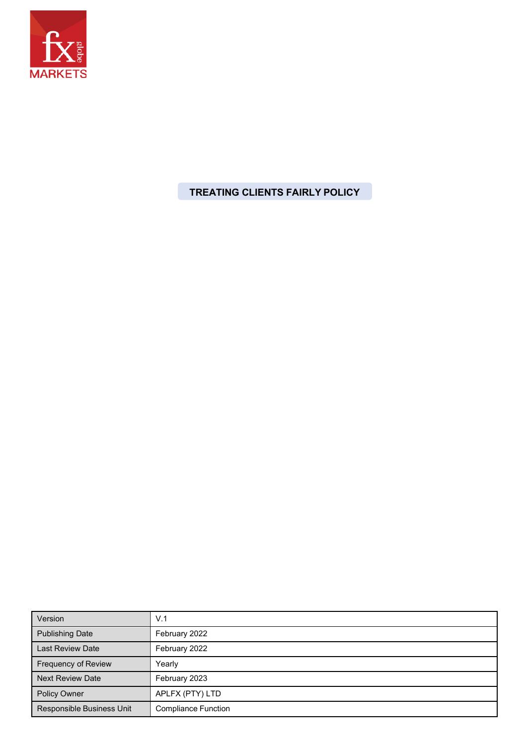# TREATING CLIENTS FAIRLY POLICY

| Version | V.1 |
| --- | --- |
| Publishing Date | February 2022 |
| Last Review Date | February 2022 |
| Frequency of Review | Yearly |
| Next Review Date | February 2023 |
| Policy Owner | APLFX (PTY) LTD |
| Responsible Business Unit | Compliance Function |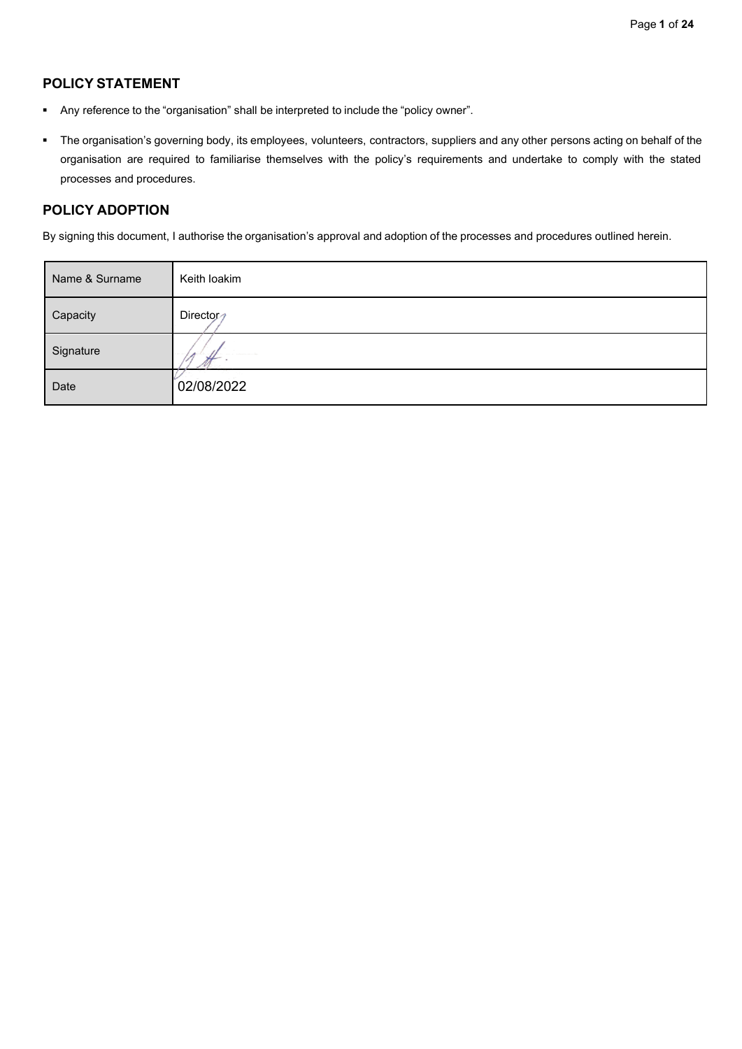## POLICY STATEMENT

- Any reference to the "organisation" shall be interpreted to include the "policy owner".
- The organisation's governing body, its employees, volunteers, contractors, suppliers and any other persons acting on behalf of the organisation are required to familiarise themselves with the policy's requirements and undertake to comply with the stated processes and procedures.

## POLICY ADOPTION

By signing this document, I authorise the organisation's approval and adoption of the processes and procedures outlined herein.

| Name & Surname | Keith Ioakim |
|---|---|
| Capacity | Director |
| Signature | |
| Date | 02/08/2022 |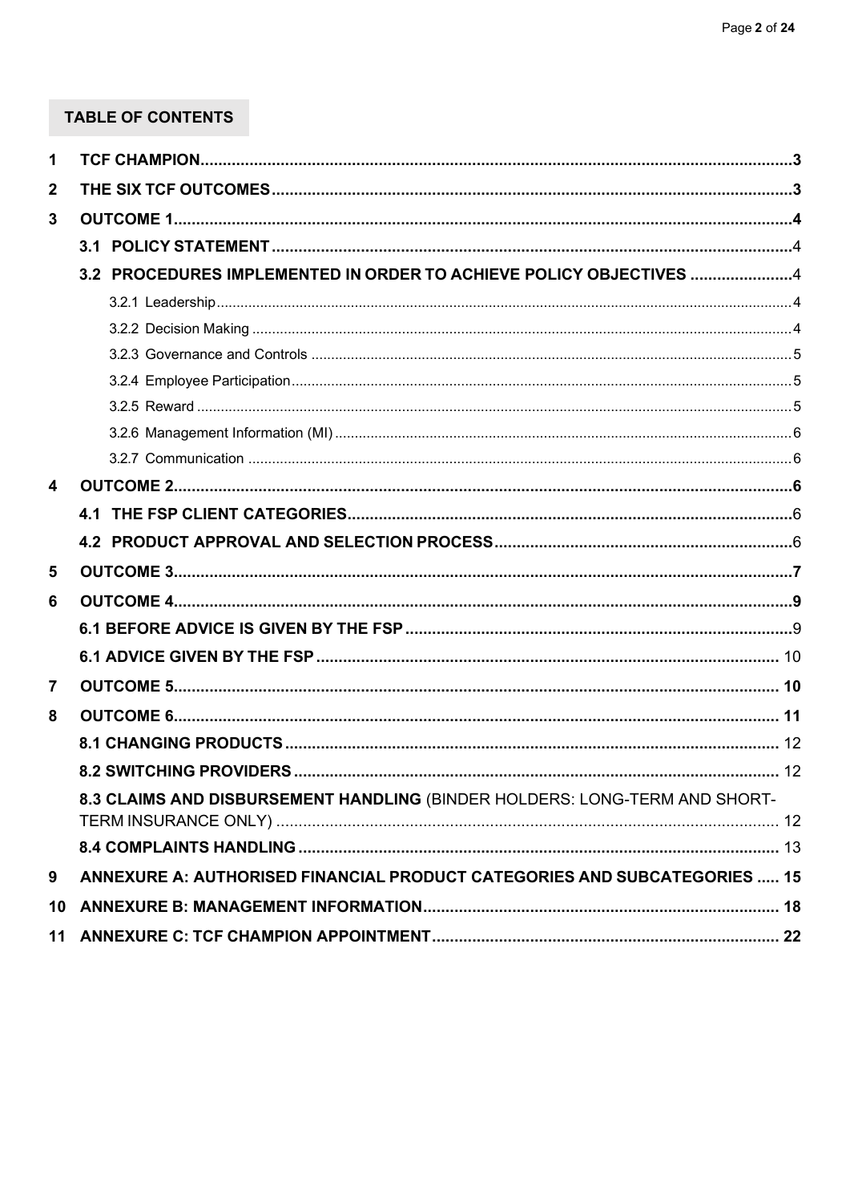## TABLE OF CONTENTS

| | | |
|---|---|---|
| **1** | **TCF CHAMPION** | **3** |
| **2** | **THE SIX TCF OUTCOMES** | **3** |
| **3** | **OUTCOME 1** | **4** |
| | **3.1 POLICY STATEMENT** | 4 |
| | **3.2 PROCEDURES IMPLEMENTED IN ORDER TO ACHIEVE POLICY OBJECTIVES** | 4 |
| | 3.2.1 Leadership | 4 |
| | 3.2.2 Decision Making | 4 |
| | 3.2.3 Governance and Controls | 5 |
| | 3.2.4 Employee Participation | 5 |
| | 3.2.5 Reward | 5 |
| | 3.2.6 Management Information (MI) | 6 |
| | 3.2.7 Communication | 6 |
| **4** | **OUTCOME 2** | **6** |
| | **4.1 THE FSP CLIENT CATEGORIES** | 6 |
| | **4.2 PRODUCT APPROVAL AND SELECTION PROCESS** | 6 |
| **5** | **OUTCOME 3** | **7** |
| **6** | **OUTCOME 4** | **9** |
| | **6.1 BEFORE ADVICE IS GIVEN BY THE FSP** | 9 |
| | **6.1 ADVICE GIVEN BY THE FSP** | 10 |
| **7** | **OUTCOME 5** | **10** |
| **8** | **OUTCOME 6** | **11** |
| | **8.1 CHANGING PRODUCTS** | 12 |
| | **8.2 SWITCHING PROVIDERS** | 12 |
| | **8.3 CLAIMS AND DISBURSEMENT HANDLING** (BINDER HOLDERS: LONG-TERM AND SHORT-TERM INSURANCE ONLY) | 12 |
| | **8.4 COMPLAINTS HANDLING** | 13 |
| **9** | **ANNEXURE A: AUTHORISED FINANCIAL PRODUCT CATEGORIES AND SUBCATEGORIES** | **15** |
| **10** | **ANNEXURE B: MANAGEMENT INFORMATION** | **18** |
| **11** | **ANNEXURE C: TCF CHAMPION APPOINTMENT** | **22** |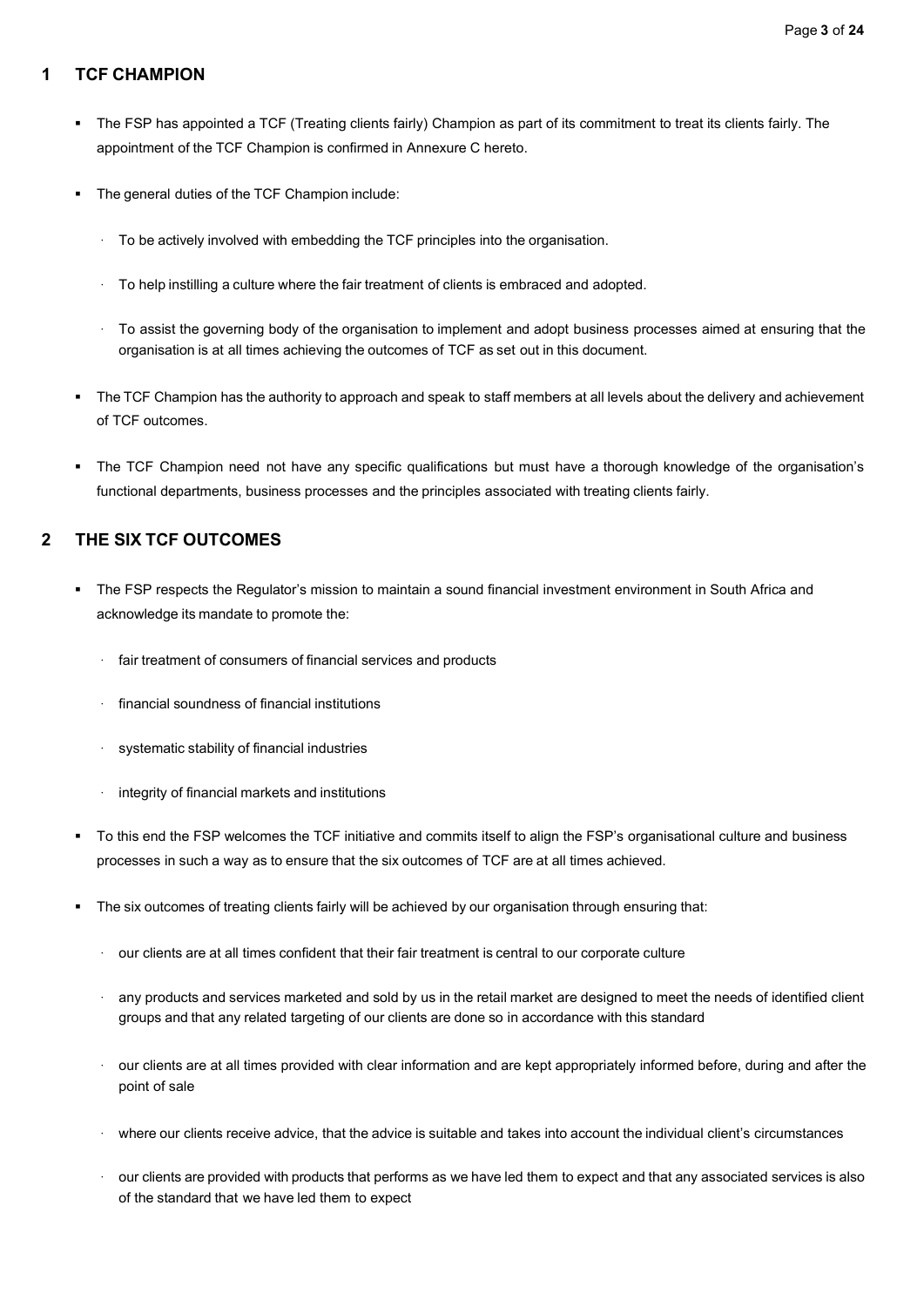## 1 TCF CHAMPION

- The FSP has appointed a TCF (Treating clients fairly) Champion as part of its commitment to treat its clients fairly. The appointment of the TCF Champion is confirmed in Annexure C hereto.
- The general duties of the TCF Champion include:
  - To be actively involved with embedding the TCF principles into the organisation.
  - To help instilling a culture where the fair treatment of clients is embraced and adopted.
  - To assist the governing body of the organisation to implement and adopt business processes aimed at ensuring that the organisation is at all times achieving the outcomes of TCF as set out in this document.
- The TCF Champion has the authority to approach and speak to staff members at all levels about the delivery and achievement of TCF outcomes.
- The TCF Champion need not have any specific qualifications but must have a thorough knowledge of the organisation's functional departments, business processes and the principles associated with treating clients fairly.

## 2 THE SIX TCF OUTCOMES

- The FSP respects the Regulator's mission to maintain a sound financial investment environment in South Africa and acknowledge its mandate to promote the:
  - fair treatment of consumers of financial services and products
  - financial soundness of financial institutions
  - systematic stability of financial industries
  - integrity of financial markets and institutions
- To this end the FSP welcomes the TCF initiative and commits itself to align the FSP's organisational culture and business processes in such a way as to ensure that the six outcomes of TCF are at all times achieved.
- The six outcomes of treating clients fairly will be achieved by our organisation through ensuring that:
  - our clients are at all times confident that their fair treatment is central to our corporate culture
  - any products and services marketed and sold by us in the retail market are designed to meet the needs of identified client groups and that any related targeting of our clients are done so in accordance with this standard
  - our clients are at all times provided with clear information and are kept appropriately informed before, during and after the point of sale
  - where our clients receive advice, that the advice is suitable and takes into account the individual client's circumstances
  - our clients are provided with products that performs as we have led them to expect and that any associated services is also of the standard that we have led them to expect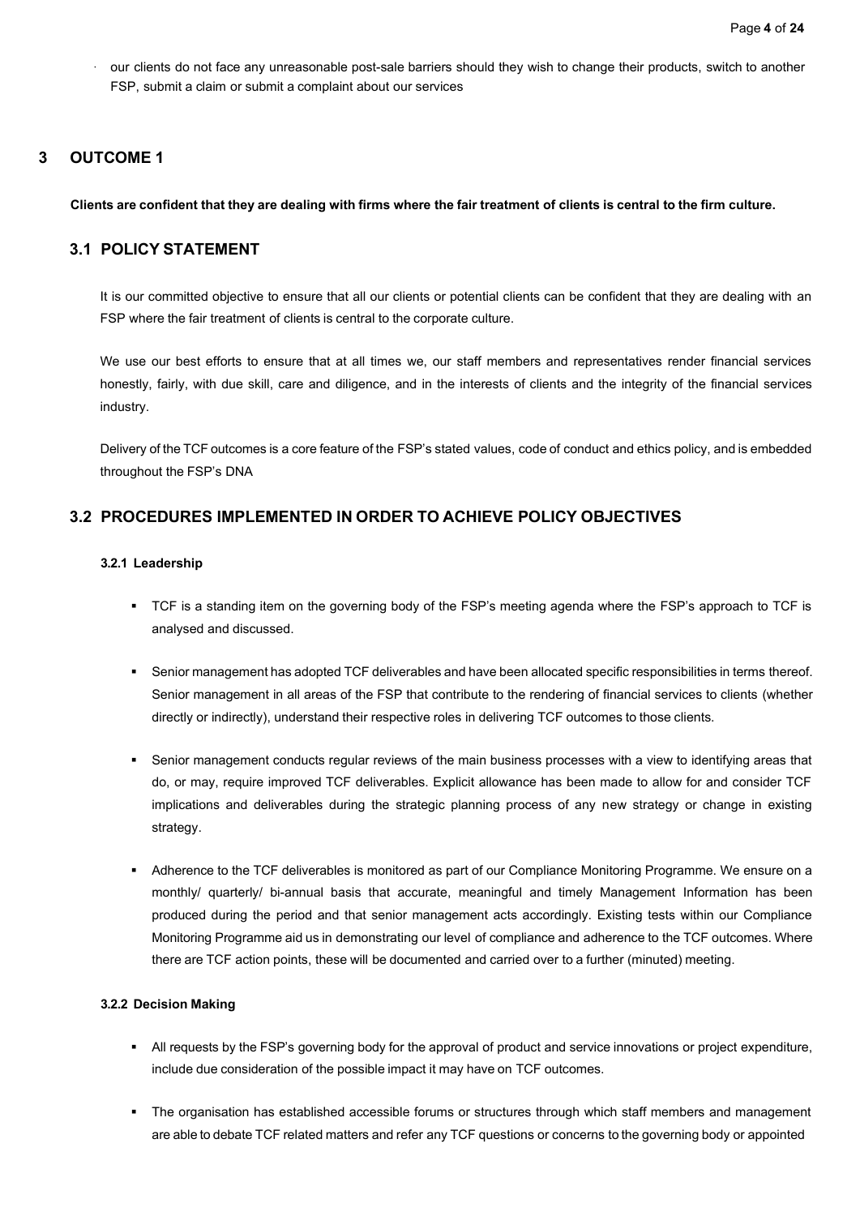- our clients do not face any unreasonable post-sale barriers should they wish to change their products, switch to another FSP, submit a claim or submit a complaint about our services

# 3 OUTCOME 1

**Clients are confident that they are dealing with firms where the fair treatment of clients is central to the firm culture.**

## 3.1 POLICY STATEMENT

It is our committed objective to ensure that all our clients or potential clients can be confident that they are dealing with an FSP where the fair treatment of clients is central to the corporate culture.

We use our best efforts to ensure that at all times we, our staff members and representatives render financial services honestly, fairly, with due skill, care and diligence, and in the interests of clients and the integrity of the financial services industry.

Delivery of the TCF outcomes is a core feature of the FSP's stated values, code of conduct and ethics policy, and is embedded throughout the FSP's DNA

## 3.2 PROCEDURES IMPLEMENTED IN ORDER TO ACHIEVE POLICY OBJECTIVES

### 3.2.1 Leadership

- TCF is a standing item on the governing body of the FSP's meeting agenda where the FSP's approach to TCF is analysed and discussed.
- Senior management has adopted TCF deliverables and have been allocated specific responsibilities in terms thereof. Senior management in all areas of the FSP that contribute to the rendering of financial services to clients (whether directly or indirectly), understand their respective roles in delivering TCF outcomes to those clients.
- Senior management conducts regular reviews of the main business processes with a view to identifying areas that do, or may, require improved TCF deliverables. Explicit allowance has been made to allow for and consider TCF implications and deliverables during the strategic planning process of any new strategy or change in existing strategy.
- Adherence to the TCF deliverables is monitored as part of our Compliance Monitoring Programme. We ensure on a monthly/ quarterly/ bi-annual basis that accurate, meaningful and timely Management Information has been produced during the period and that senior management acts accordingly. Existing tests within our Compliance Monitoring Programme aid us in demonstrating our level of compliance and adherence to the TCF outcomes. Where there are TCF action points, these will be documented and carried over to a further (minuted) meeting.

### 3.2.2 Decision Making

- All requests by the FSP's governing body for the approval of product and service innovations or project expenditure, include due consideration of the possible impact it may have on TCF outcomes.
- The organisation has established accessible forums or structures through which staff members and management are able to debate TCF related matters and refer any TCF questions or concerns to the governing body or appointed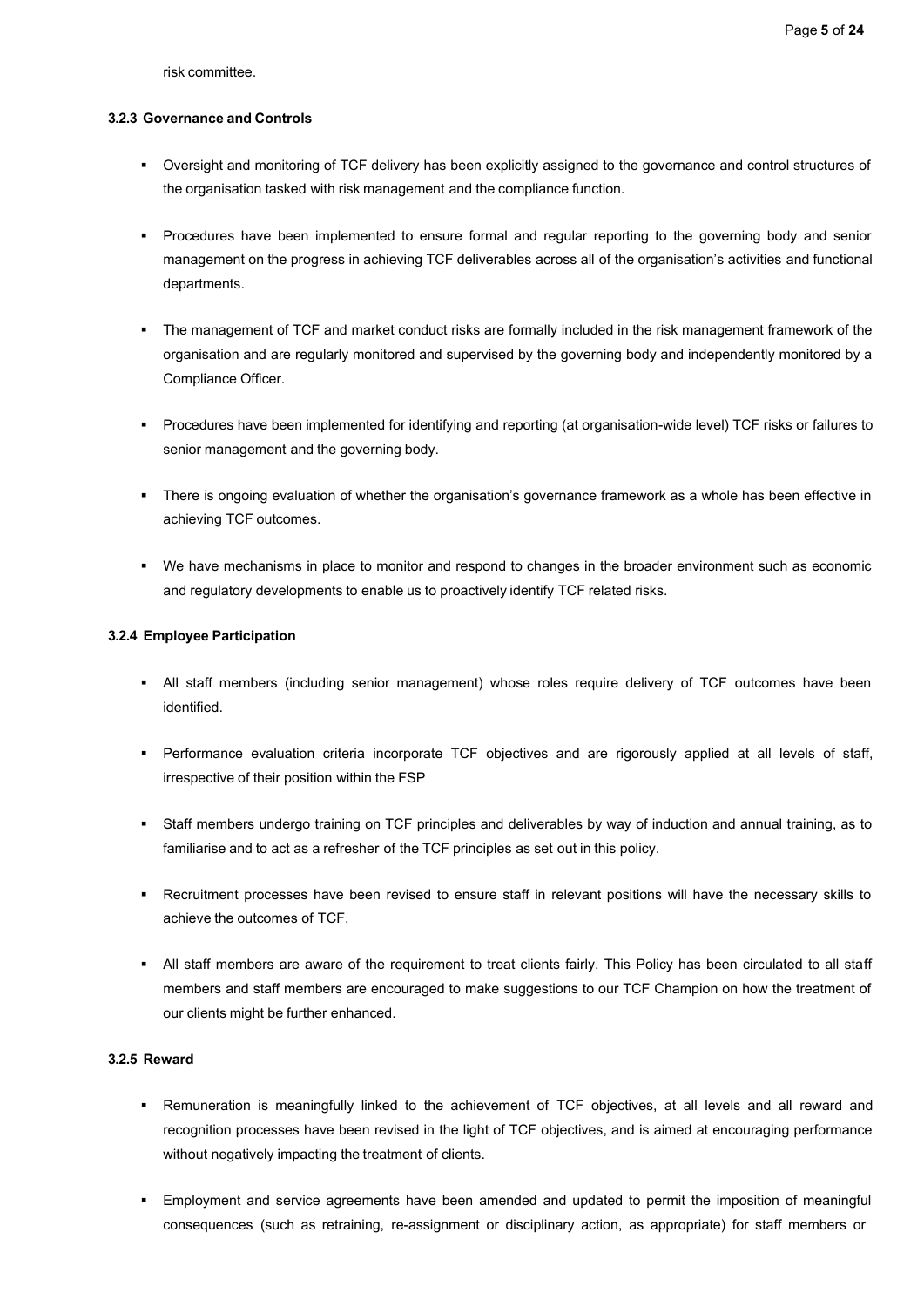risk committee.

#### 3.2.3 Governance and Controls

- Oversight and monitoring of TCF delivery has been explicitly assigned to the governance and control structures of the organisation tasked with risk management and the compliance function.
- Procedures have been implemented to ensure formal and regular reporting to the governing body and senior management on the progress in achieving TCF deliverables across all of the organisation's activities and functional departments.
- The management of TCF and market conduct risks are formally included in the risk management framework of the organisation and are regularly monitored and supervised by the governing body and independently monitored by a Compliance Officer.
- Procedures have been implemented for identifying and reporting (at organisation-wide level) TCF risks or failures to senior management and the governing body.
- There is ongoing evaluation of whether the organisation's governance framework as a whole has been effective in achieving TCF outcomes.
- We have mechanisms in place to monitor and respond to changes in the broader environment such as economic and regulatory developments to enable us to proactively identify TCF related risks.

#### 3.2.4 Employee Participation

- All staff members (including senior management) whose roles require delivery of TCF outcomes have been identified.
- Performance evaluation criteria incorporate TCF objectives and are rigorously applied at all levels of staff, irrespective of their position within the FSP
- Staff members undergo training on TCF principles and deliverables by way of induction and annual training, as to familiarise and to act as a refresher of the TCF principles as set out in this policy.
- Recruitment processes have been revised to ensure staff in relevant positions will have the necessary skills to achieve the outcomes of TCF.
- All staff members are aware of the requirement to treat clients fairly. This Policy has been circulated to all staff members and staff members are encouraged to make suggestions to our TCF Champion on how the treatment of our clients might be further enhanced.

#### 3.2.5 Reward

- Remuneration is meaningfully linked to the achievement of TCF objectives, at all levels and all reward and recognition processes have been revised in the light of TCF objectives, and is aimed at encouraging performance without negatively impacting the treatment of clients.
- Employment and service agreements have been amended and updated to permit the imposition of meaningful consequences (such as retraining, re-assignment or disciplinary action, as appropriate) for staff members or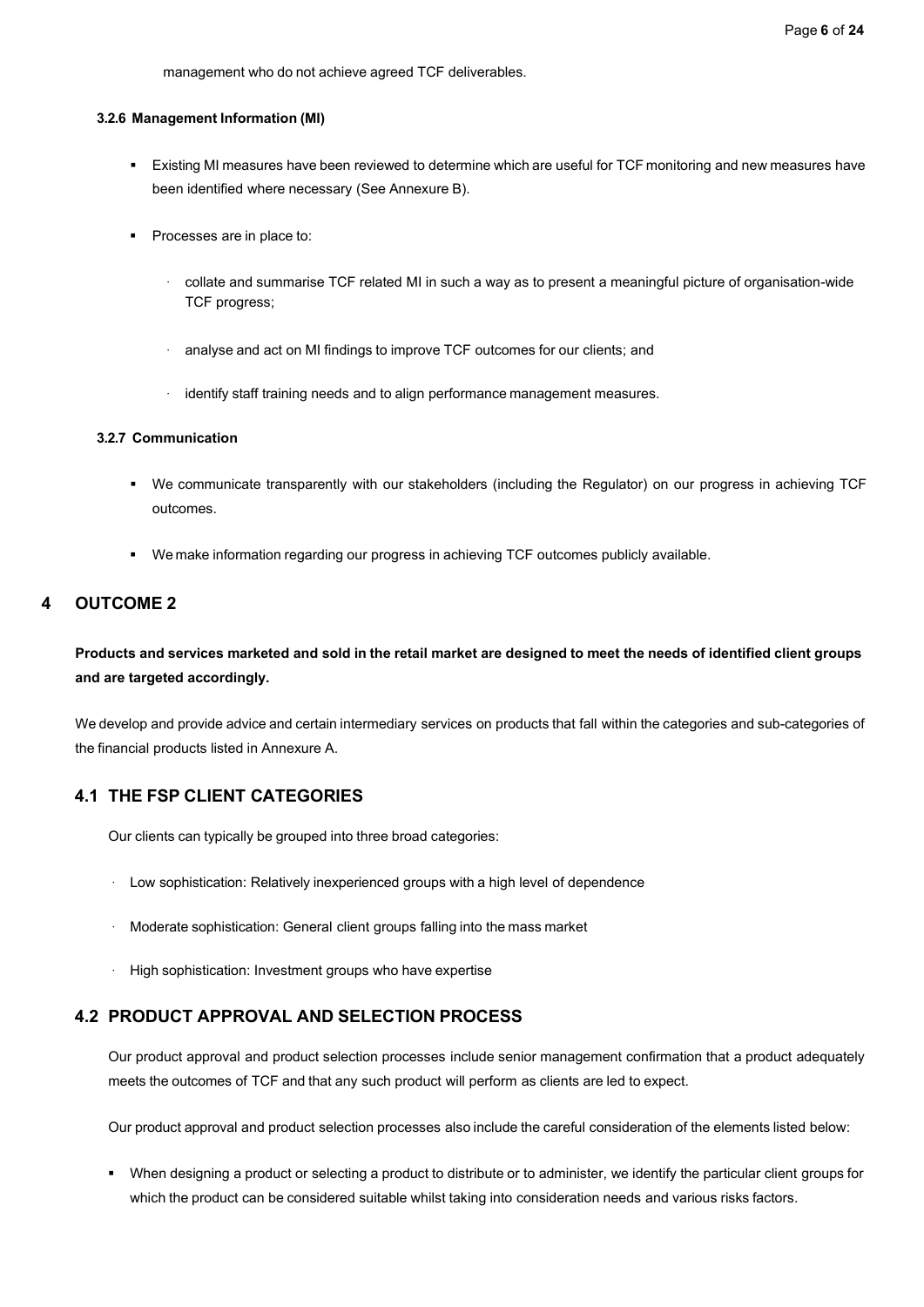management who do not achieve agreed TCF deliverables.

#### 3.2.6 Management Information (MI)

- Existing MI measures have been reviewed to determine which are useful for TCF monitoring and new measures have been identified where necessary (See Annexure B).
- Processes are in place to:
  - collate and summarise TCF related MI in such a way as to present a meaningful picture of organisation-wide TCF progress;
  - analyse and act on MI findings to improve TCF outcomes for our clients; and
  - identify staff training needs and to align performance management measures.

#### 3.2.7 Communication

- We communicate transparently with our stakeholders (including the Regulator) on our progress in achieving TCF outcomes.
- We make information regarding our progress in achieving TCF outcomes publicly available.

# 4 OUTCOME 2

**Products and services marketed and sold in the retail market are designed to meet the needs of identified client groups and are targeted accordingly.**

We develop and provide advice and certain intermediary services on products that fall within the categories and sub-categories of the financial products listed in Annexure A.

## 4.1 THE FSP CLIENT CATEGORIES

Our clients can typically be grouped into three broad categories:

- Low sophistication: Relatively inexperienced groups with a high level of dependence
- Moderate sophistication: General client groups falling into the mass market
- High sophistication: Investment groups who have expertise

## 4.2 PRODUCT APPROVAL AND SELECTION PROCESS

Our product approval and product selection processes include senior management confirmation that a product adequately meets the outcomes of TCF and that any such product will perform as clients are led to expect.

Our product approval and product selection processes also include the careful consideration of the elements listed below:

- When designing a product or selecting a product to distribute or to administer, we identify the particular client groups for which the product can be considered suitable whilst taking into consideration needs and various risks factors.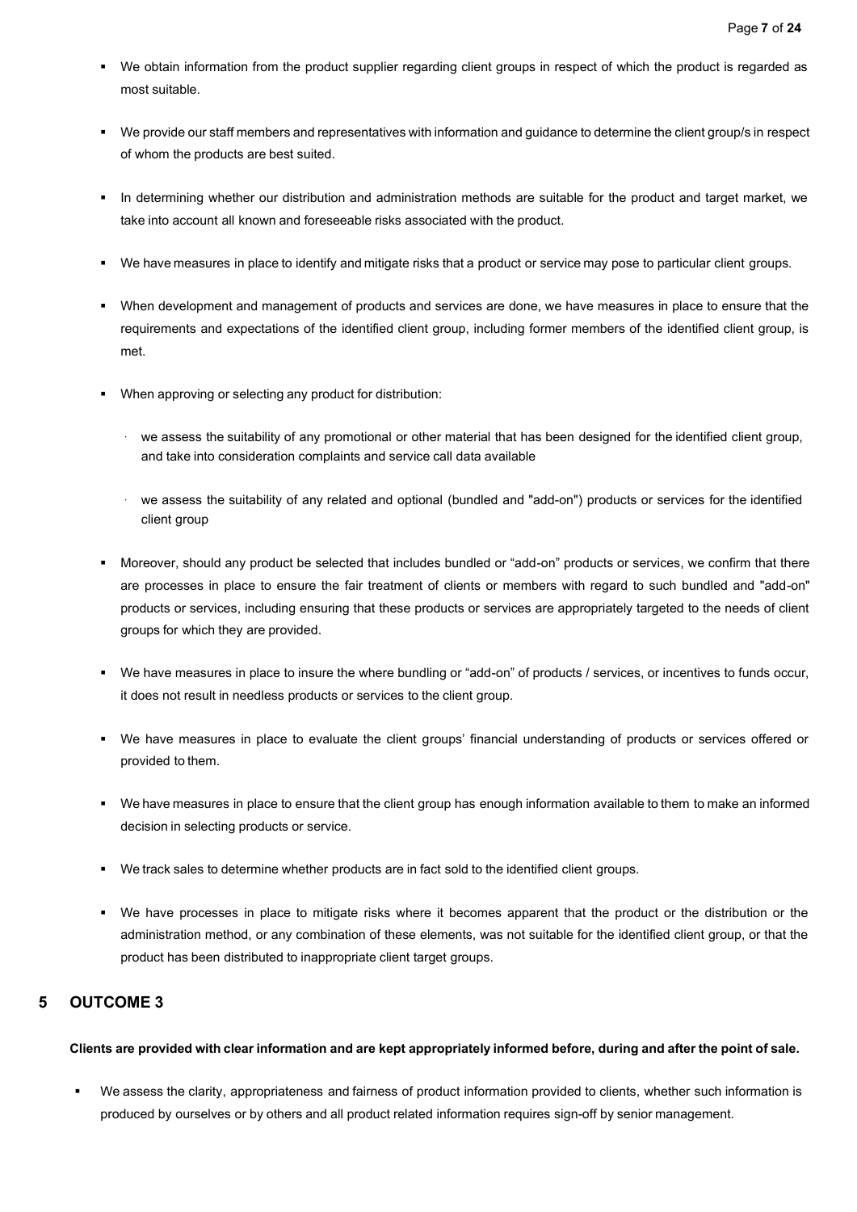- We obtain information from the product supplier regarding client groups in respect of which the product is regarded as most suitable.

- We provide our staff members and representatives with information and guidance to determine the client group/s in respect of whom the products are best suited.

- In determining whether our distribution and administration methods are suitable for the product and target market, we take into account all known and foreseeable risks associated with the product.

- We have measures in place to identify and mitigate risks that a product or service may pose to particular client groups.

- When development and management of products and services are done, we have measures in place to ensure that the requirements and expectations of the identified client group, including former members of the identified client group, is met.

- When approving or selecting any product for distribution:

  - we assess the suitability of any promotional or other material that has been designed for the identified client group, and take into consideration complaints and service call data available

  - we assess the suitability of any related and optional (bundled and "add-on") products or services for the identified client group

- Moreover, should any product be selected that includes bundled or "add-on" products or services, we confirm that there are processes in place to ensure the fair treatment of clients or members with regard to such bundled and "add-on" products or services, including ensuring that these products or services are appropriately targeted to the needs of client groups for which they are provided.

- We have measures in place to insure the where bundling or "add-on" of products / services, or incentives to funds occur, it does not result in needless products or services to the client group.

- We have measures in place to evaluate the client groups' financial understanding of products or services offered or provided to them.

- We have measures in place to ensure that the client group has enough information available to them to make an informed decision in selecting products or service.

- We track sales to determine whether products are in fact sold to the identified client groups.

- We have processes in place to mitigate risks where it becomes apparent that the product or the distribution or the administration method, or any combination of these elements, was not suitable for the identified client group, or that the product has been distributed to inappropriate client target groups.

## 5 OUTCOME 3

**Clients are provided with clear information and are kept appropriately informed before, during and after the point of sale.**

- We assess the clarity, appropriateness and fairness of product information provided to clients, whether such information is produced by ourselves or by others and all product related information requires sign-off by senior management.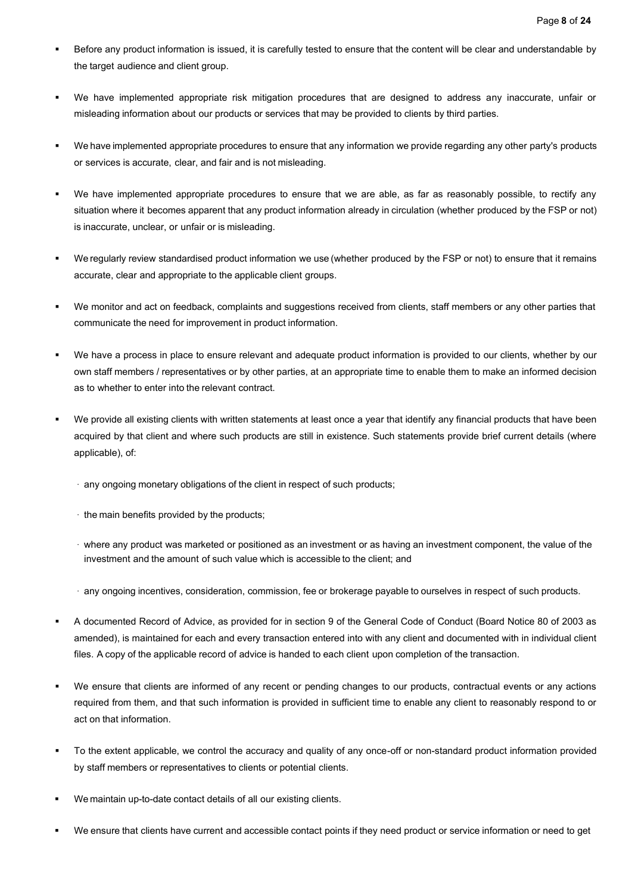- Before any product information is issued, it is carefully tested to ensure that the content will be clear and understandable by the target audience and client group.
- We have implemented appropriate risk mitigation procedures that are designed to address any inaccurate, unfair or misleading information about our products or services that may be provided to clients by third parties.
- We have implemented appropriate procedures to ensure that any information we provide regarding any other party's products or services is accurate, clear, and fair and is not misleading.
- We have implemented appropriate procedures to ensure that we are able, as far as reasonably possible, to rectify any situation where it becomes apparent that any product information already in circulation (whether produced by the FSP or not) is inaccurate, unclear, or unfair or is misleading.
- We regularly review standardised product information we use (whether produced by the FSP or not) to ensure that it remains accurate, clear and appropriate to the applicable client groups.
- We monitor and act on feedback, complaints and suggestions received from clients, staff members or any other parties that communicate the need for improvement in product information.
- We have a process in place to ensure relevant and adequate product information is provided to our clients, whether by our own staff members / representatives or by other parties, at an appropriate time to enable them to make an informed decision as to whether to enter into the relevant contract.
- We provide all existing clients with written statements at least once a year that identify any financial products that have been acquired by that client and where such products are still in existence. Such statements provide brief current details (where applicable), of:
  - any ongoing monetary obligations of the client in respect of such products;
  - the main benefits provided by the products;
  - where any product was marketed or positioned as an investment or as having an investment component, the value of the investment and the amount of such value which is accessible to the client; and
  - any ongoing incentives, consideration, commission, fee or brokerage payable to ourselves in respect of such products.
- A documented Record of Advice, as provided for in section 9 of the General Code of Conduct (Board Notice 80 of 2003 as amended), is maintained for each and every transaction entered into with any client and documented with in individual client files. A copy of the applicable record of advice is handed to each client upon completion of the transaction.
- We ensure that clients are informed of any recent or pending changes to our products, contractual events or any actions required from them, and that such information is provided in sufficient time to enable any client to reasonably respond to or act on that information.
- To the extent applicable, we control the accuracy and quality of any once-off or non-standard product information provided by staff members or representatives to clients or potential clients.
- We maintain up-to-date contact details of all our existing clients.
- We ensure that clients have current and accessible contact points if they need product or service information or need to get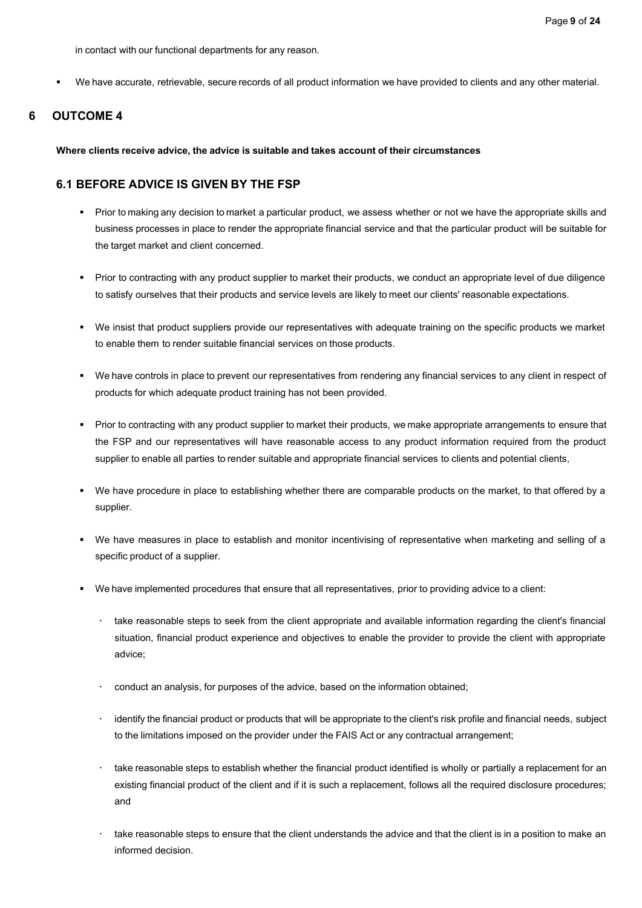in contact with our functional departments for any reason.

- We have accurate, retrievable, secure records of all product information we have provided to clients and any other material.

## 6 OUTCOME 4

**Where clients receive advice, the advice is suitable and takes account of their circumstances**

### 6.1 BEFORE ADVICE IS GIVEN BY THE FSP

- Prior to making any decision to market a particular product, we assess whether or not we have the appropriate skills and business processes in place to render the appropriate financial service and that the particular product will be suitable for the target market and client concerned.
- Prior to contracting with any product supplier to market their products, we conduct an appropriate level of due diligence to satisfy ourselves that their products and service levels are likely to meet our clients' reasonable expectations.
- We insist that product suppliers provide our representatives with adequate training on the specific products we market to enable them to render suitable financial services on those products.
- We have controls in place to prevent our representatives from rendering any financial services to any client in respect of products for which adequate product training has not been provided.
- Prior to contracting with any product supplier to market their products, we make appropriate arrangements to ensure that the FSP and our representatives will have reasonable access to any product information required from the product supplier to enable all parties to render suitable and appropriate financial services to clients and potential clients,
- We have procedure in place to establishing whether there are comparable products on the market, to that offered by a supplier.
- We have measures in place to establish and monitor incentivising of representative when marketing and selling of a specific product of a supplier.
- We have implemented procedures that ensure that all representatives, prior to providing advice to a client:
  - take reasonable steps to seek from the client appropriate and available information regarding the client's financial situation, financial product experience and objectives to enable the provider to provide the client with appropriate advice;
  - conduct an analysis, for purposes of the advice, based on the information obtained;
  - identify the financial product or products that will be appropriate to the client's risk profile and financial needs, subject to the limitations imposed on the provider under the FAIS Act or any contractual arrangement;
  - take reasonable steps to establish whether the financial product identified is wholly or partially a replacement for an existing financial product of the client and if it is such a replacement, follows all the required disclosure procedures; and
  - take reasonable steps to ensure that the client understands the advice and that the client is in a position to make an informed decision.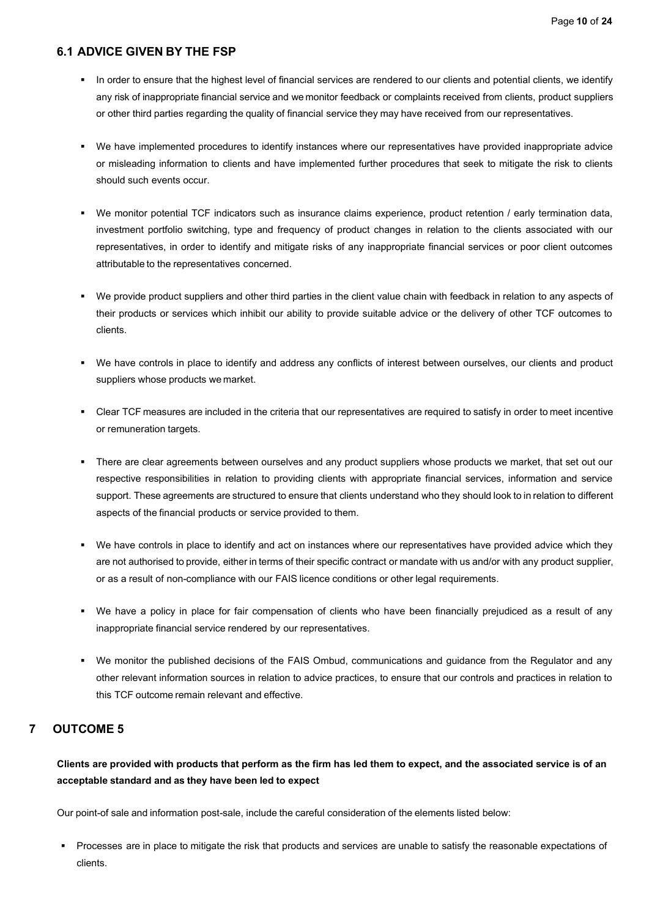### 6.1 ADVICE GIVEN BY THE FSP

- In order to ensure that the highest level of financial services are rendered to our clients and potential clients, we identify any risk of inappropriate financial service and we monitor feedback or complaints received from clients, product suppliers or other third parties regarding the quality of financial service they may have received from our representatives.
- We have implemented procedures to identify instances where our representatives have provided inappropriate advice or misleading information to clients and have implemented further procedures that seek to mitigate the risk to clients should such events occur.
- We monitor potential TCF indicators such as insurance claims experience, product retention / early termination data, investment portfolio switching, type and frequency of product changes in relation to the clients associated with our representatives, in order to identify and mitigate risks of any inappropriate financial services or poor client outcomes attributable to the representatives concerned.
- We provide product suppliers and other third parties in the client value chain with feedback in relation to any aspects of their products or services which inhibit our ability to provide suitable advice or the delivery of other TCF outcomes to clients.
- We have controls in place to identify and address any conflicts of interest between ourselves, our clients and product suppliers whose products we market.
- Clear TCF measures are included in the criteria that our representatives are required to satisfy in order to meet incentive or remuneration targets.
- There are clear agreements between ourselves and any product suppliers whose products we market, that set out our respective responsibilities in relation to providing clients with appropriate financial services, information and service support. These agreements are structured to ensure that clients understand who they should look to in relation to different aspects of the financial products or service provided to them.
- We have controls in place to identify and act on instances where our representatives have provided advice which they are not authorised to provide, either in terms of their specific contract or mandate with us and/or with any product supplier, or as a result of non-compliance with our FAIS licence conditions or other legal requirements.
- We have a policy in place for fair compensation of clients who have been financially prejudiced as a result of any inappropriate financial service rendered by our representatives.
- We monitor the published decisions of the FAIS Ombud, communications and guidance from the Regulator and any other relevant information sources in relation to advice practices, to ensure that our controls and practices in relation to this TCF outcome remain relevant and effective.

## 7 OUTCOME 5

**Clients are provided with products that perform as the firm has led them to expect, and the associated service is of an acceptable standard and as they have been led to expect**

Our point-of sale and information post-sale, include the careful consideration of the elements listed below:

- Processes are in place to mitigate the risk that products and services are unable to satisfy the reasonable expectations of clients.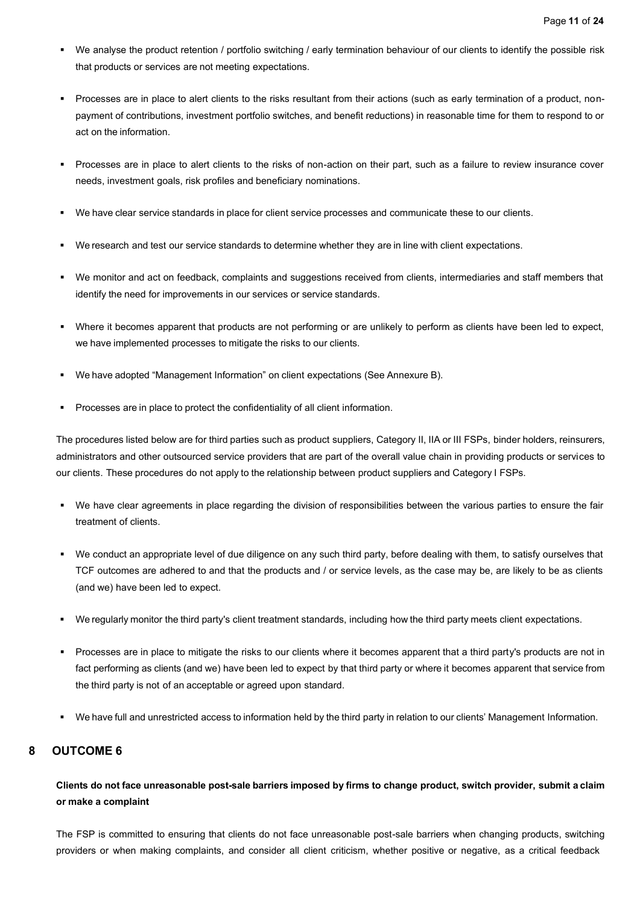- We analyse the product retention / portfolio switching / early termination behaviour of our clients to identify the possible risk that products or services are not meeting expectations.
- Processes are in place to alert clients to the risks resultant from their actions (such as early termination of a product, non-payment of contributions, investment portfolio switches, and benefit reductions) in reasonable time for them to respond to or act on the information.
- Processes are in place to alert clients to the risks of non-action on their part, such as a failure to review insurance cover needs, investment goals, risk profiles and beneficiary nominations.
- We have clear service standards in place for client service processes and communicate these to our clients.
- We research and test our service standards to determine whether they are in line with client expectations.
- We monitor and act on feedback, complaints and suggestions received from clients, intermediaries and staff members that identify the need for improvements in our services or service standards.
- Where it becomes apparent that products are not performing or are unlikely to perform as clients have been led to expect, we have implemented processes to mitigate the risks to our clients.
- We have adopted "Management Information" on client expectations (See Annexure B).
- Processes are in place to protect the confidentiality of all client information.

The procedures listed below are for third parties such as product suppliers, Category II, IIA or III FSPs, binder holders, reinsurers, administrators and other outsourced service providers that are part of the overall value chain in providing products or services to our clients. These procedures do not apply to the relationship between product suppliers and Category I FSPs.

- We have clear agreements in place regarding the division of responsibilities between the various parties to ensure the fair treatment of clients.
- We conduct an appropriate level of due diligence on any such third party, before dealing with them, to satisfy ourselves that TCF outcomes are adhered to and that the products and / or service levels, as the case may be, are likely to be as clients (and we) have been led to expect.
- We regularly monitor the third party's client treatment standards, including how the third party meets client expectations.
- Processes are in place to mitigate the risks to our clients where it becomes apparent that a third party's products are not in fact performing as clients (and we) have been led to expect by that third party or where it becomes apparent that service from the third party is not of an acceptable or agreed upon standard.
- We have full and unrestricted access to information held by the third party in relation to our clients' Management Information.

## 8 OUTCOME 6

**Clients do not face unreasonable post-sale barriers imposed by firms to change product, switch provider, submit a claim or make a complaint**

The FSP is committed to ensuring that clients do not face unreasonable post-sale barriers when changing products, switching providers or when making complaints, and consider all client criticism, whether positive or negative, as a critical feedback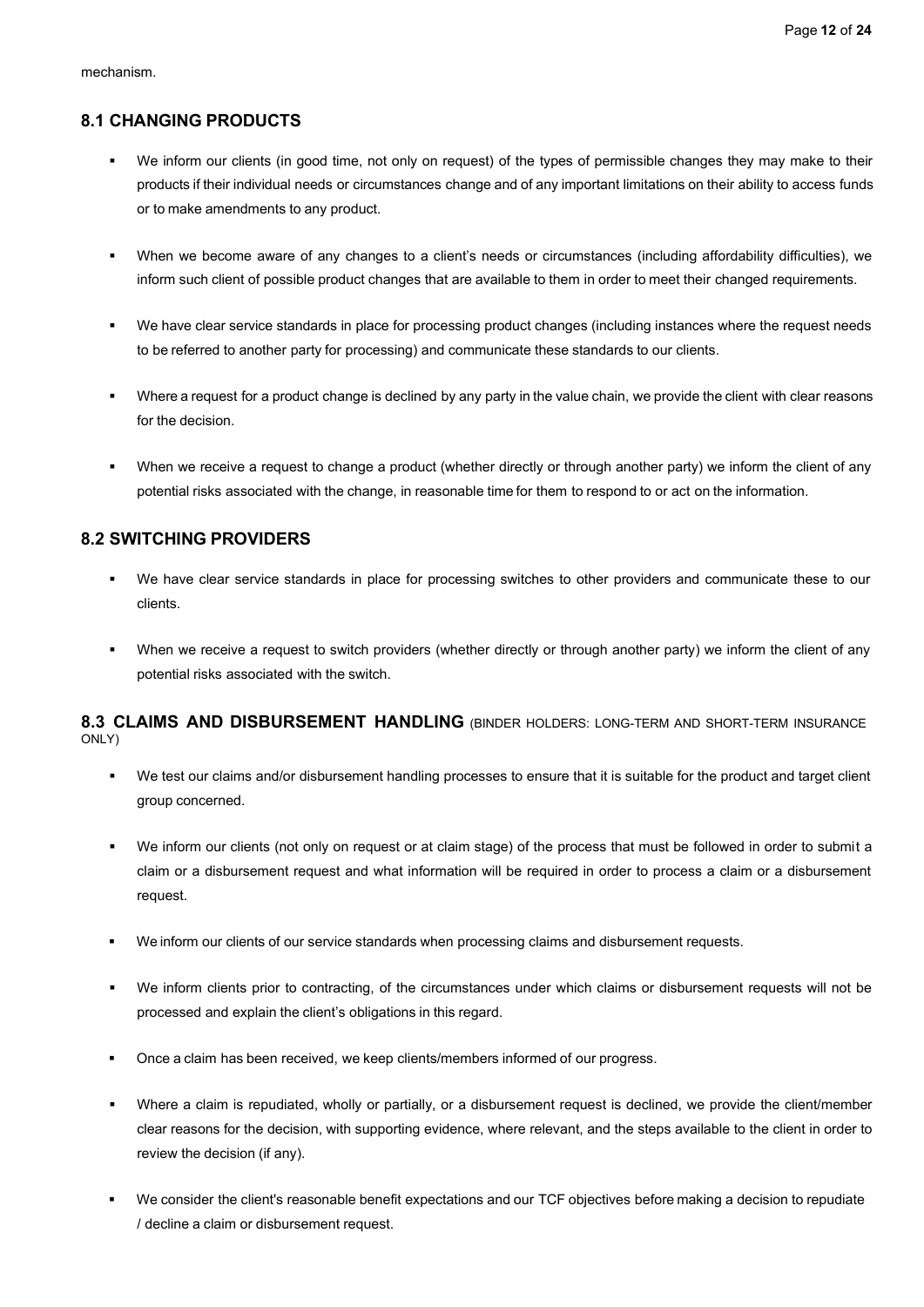mechanism.

## 8.1 CHANGING PRODUCTS

- We inform our clients (in good time, not only on request) of the types of permissible changes they may make to their products if their individual needs or circumstances change and of any important limitations on their ability to access funds or to make amendments to any product.
- When we become aware of any changes to a client's needs or circumstances (including affordability difficulties), we inform such client of possible product changes that are available to them in order to meet their changed requirements.
- We have clear service standards in place for processing product changes (including instances where the request needs to be referred to another party for processing) and communicate these standards to our clients.
- Where a request for a product change is declined by any party in the value chain, we provide the client with clear reasons for the decision.
- When we receive a request to change a product (whether directly or through another party) we inform the client of any potential risks associated with the change, in reasonable time for them to respond to or act on the information.

## 8.2 SWITCHING PROVIDERS

- We have clear service standards in place for processing switches to other providers and communicate these to our clients.
- When we receive a request to switch providers (whether directly or through another party) we inform the client of any potential risks associated with the switch.

## 8.3 CLAIMS AND DISBURSEMENT HANDLING (BINDER HOLDERS: LONG-TERM AND SHORT-TERM INSURANCE ONLY)

- We test our claims and/or disbursement handling processes to ensure that it is suitable for the product and target client group concerned.
- We inform our clients (not only on request or at claim stage) of the process that must be followed in order to submit a claim or a disbursement request and what information will be required in order to process a claim or a disbursement request.
- We inform our clients of our service standards when processing claims and disbursement requests.
- We inform clients prior to contracting, of the circumstances under which claims or disbursement requests will not be processed and explain the client's obligations in this regard.
- Once a claim has been received, we keep clients/members informed of our progress.
- Where a claim is repudiated, wholly or partially, or a disbursement request is declined, we provide the client/member clear reasons for the decision, with supporting evidence, where relevant, and the steps available to the client in order to review the decision (if any).
- We consider the client's reasonable benefit expectations and our TCF objectives before making a decision to repudiate / decline a claim or disbursement request.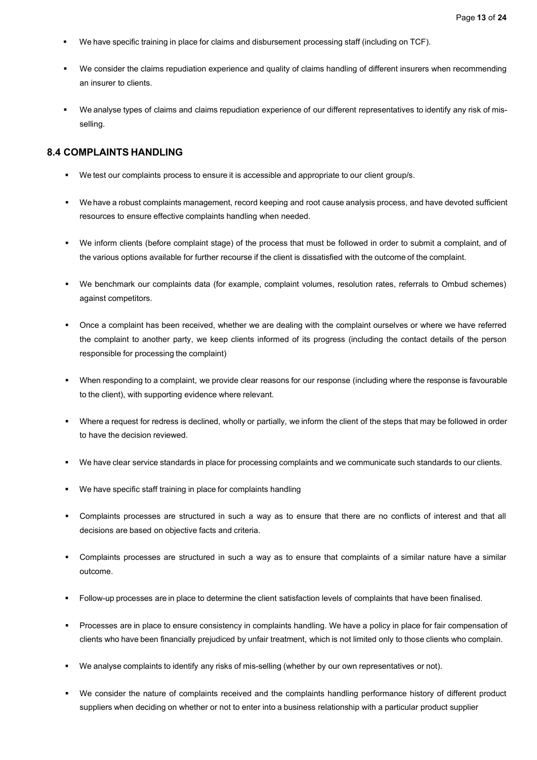- We have specific training in place for claims and disbursement processing staff (including on TCF).
- We consider the claims repudiation experience and quality of claims handling of different insurers when recommending an insurer to clients.
- We analyse types of claims and claims repudiation experience of our different representatives to identify any risk of mis-selling.

## 8.4 COMPLAINTS HANDLING

- We test our complaints process to ensure it is accessible and appropriate to our client group/s.
- We have a robust complaints management, record keeping and root cause analysis process, and have devoted sufficient resources to ensure effective complaints handling when needed.
- We inform clients (before complaint stage) of the process that must be followed in order to submit a complaint, and of the various options available for further recourse if the client is dissatisfied with the outcome of the complaint.
- We benchmark our complaints data (for example, complaint volumes, resolution rates, referrals to Ombud schemes) against competitors.
- Once a complaint has been received, whether we are dealing with the complaint ourselves or where we have referred the complaint to another party, we keep clients informed of its progress (including the contact details of the person responsible for processing the complaint)
- When responding to a complaint, we provide clear reasons for our response (including where the response is favourable to the client), with supporting evidence where relevant.
- Where a request for redress is declined, wholly or partially, we inform the client of the steps that may be followed in order to have the decision reviewed.
- We have clear service standards in place for processing complaints and we communicate such standards to our clients.
- We have specific staff training in place for complaints handling
- Complaints processes are structured in such a way as to ensure that there are no conflicts of interest and that all decisions are based on objective facts and criteria.
- Complaints processes are structured in such a way as to ensure that complaints of a similar nature have a similar outcome.
- Follow-up processes are in place to determine the client satisfaction levels of complaints that have been finalised.
- Processes are in place to ensure consistency in complaints handling. We have a policy in place for fair compensation of clients who have been financially prejudiced by unfair treatment, which is not limited only to those clients who complain.
- We analyse complaints to identify any risks of mis-selling (whether by our own representatives or not).
- We consider the nature of complaints received and the complaints handling performance history of different product suppliers when deciding on whether or not to enter into a business relationship with a particular product supplier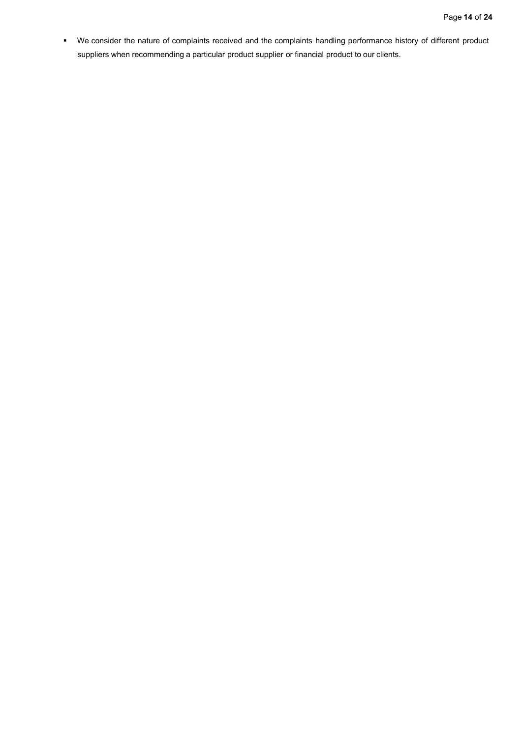- We consider the nature of complaints received and the complaints handling performance history of different product suppliers when recommending a particular product supplier or financial product to our clients.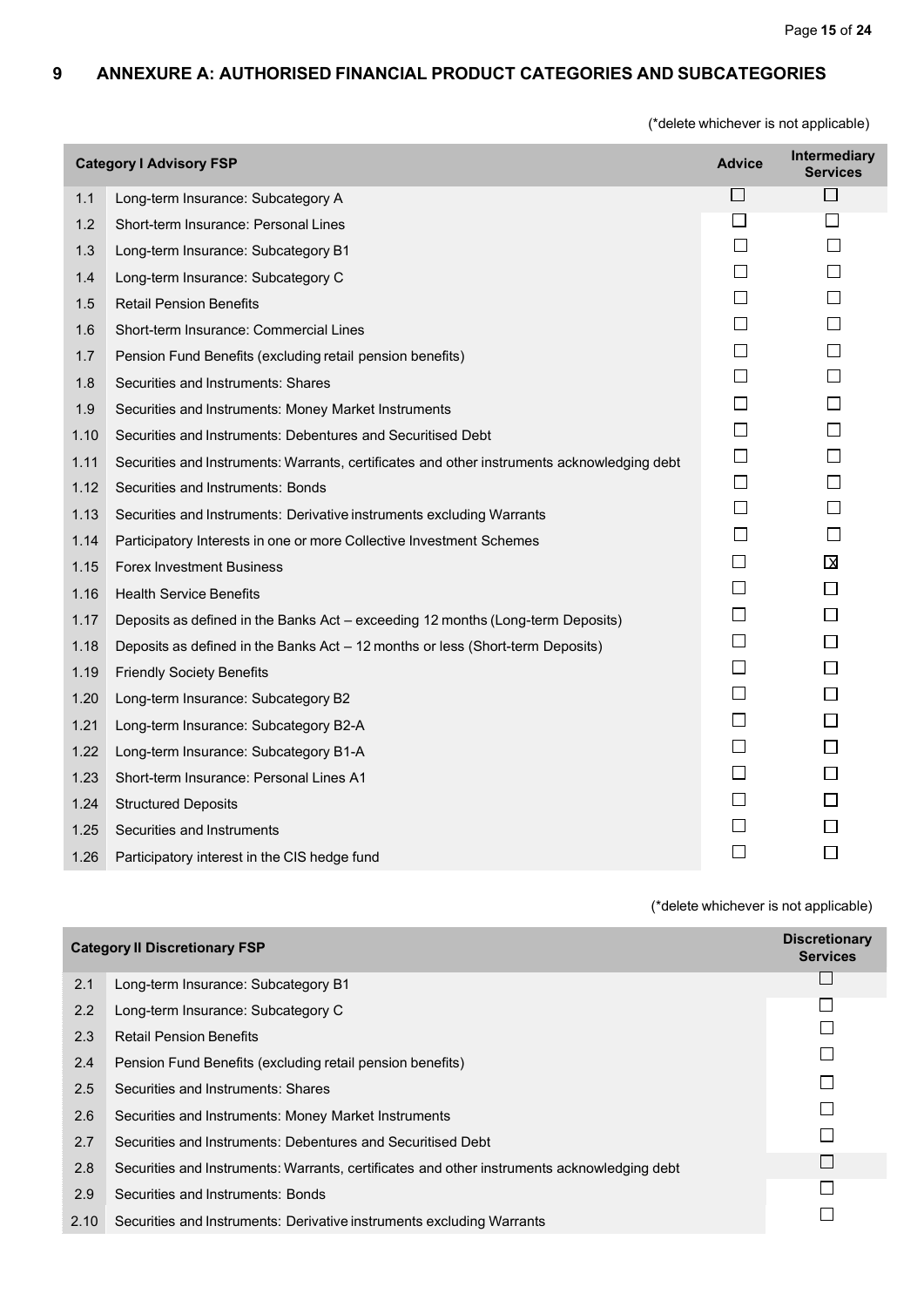# 9 ANNEXURE A: AUTHORISED FINANCIAL PRODUCT CATEGORIES AND SUBCATEGORIES

(*delete whichever is not applicable)

| | Category I Advisory FSP | Advice | Intermediary Services |
|---|---|---|---|
| 1.1 | Long-term Insurance: Subcategory A | ☐ | ☐ |
| 1.2 | Short-term Insurance: Personal Lines | ☐ | ☐ |
| 1.3 | Long-term Insurance: Subcategory B1 | ☐ | ☐ |
| 1.4 | Long-term Insurance: Subcategory C | ☐ | ☐ |
| 1.5 | Retail Pension Benefits | ☐ | ☐ |
| 1.6 | Short-term Insurance: Commercial Lines | ☐ | ☐ |
| 1.7 | Pension Fund Benefits (excluding retail pension benefits) | ☐ | ☐ |
| 1.8 | Securities and Instruments: Shares | ☐ | ☐ |
| 1.9 | Securities and Instruments: Money Market Instruments | ☐ | ☐ |
| 1.10 | Securities and Instruments: Debentures and Securitised Debt | ☐ | ☐ |
| 1.11 | Securities and Instruments: Warrants, certificates and other instruments acknowledging debt | ☐ | ☐ |
| 1.12 | Securities and Instruments: Bonds | ☐ | ☐ |
| 1.13 | Securities and Instruments: Derivative instruments excluding Warrants | ☐ | ☐ |
| 1.14 | Participatory Interests in one or more Collective Investment Schemes | ☐ | ☐ |
| 1.15 | Forex Investment Business | ☐ | ☒ |
| 1.16 | Health Service Benefits | ☐ | ☐ |
| 1.17 | Deposits as defined in the Banks Act – exceeding 12 months (Long-term Deposits) | ☐ | ☐ |
| 1.18 | Deposits as defined in the Banks Act – 12 months or less (Short-term Deposits) | ☐ | ☐ |
| 1.19 | Friendly Society Benefits | ☐ | ☐ |
| 1.20 | Long-term Insurance: Subcategory B2 | ☐ | ☐ |
| 1.21 | Long-term Insurance: Subcategory B2-A | ☐ | ☐ |
| 1.22 | Long-term Insurance: Subcategory B1-A | ☐ | ☐ |
| 1.23 | Short-term Insurance: Personal Lines A1 | ☐ | ☐ |
| 1.24 | Structured Deposits | ☐ | ☐ |
| 1.25 | Securities and Instruments | ☐ | ☐ |
| 1.26 | Participatory interest in the CIS hedge fund | ☐ | ☐ |

(*delete whichever is not applicable)

| | Category II Discretionary FSP | Discretionary Services |
|---|---|---|
| 2.1 | Long-term Insurance: Subcategory B1 | ☐ |
| 2.2 | Long-term Insurance: Subcategory C | ☐ |
| 2.3 | Retail Pension Benefits | ☐ |
| 2.4 | Pension Fund Benefits (excluding retail pension benefits) | ☐ |
| 2.5 | Securities and Instruments: Shares | ☐ |
| 2.6 | Securities and Instruments: Money Market Instruments | ☐ |
| 2.7 | Securities and Instruments: Debentures and Securitised Debt | ☐ |
| 2.8 | Securities and Instruments: Warrants, certificates and other instruments acknowledging debt | ☐ |
| 2.9 | Securities and Instruments: Bonds | ☐ |
| 2.10 | Securities and Instruments: Derivative instruments excluding Warrants | ☐ |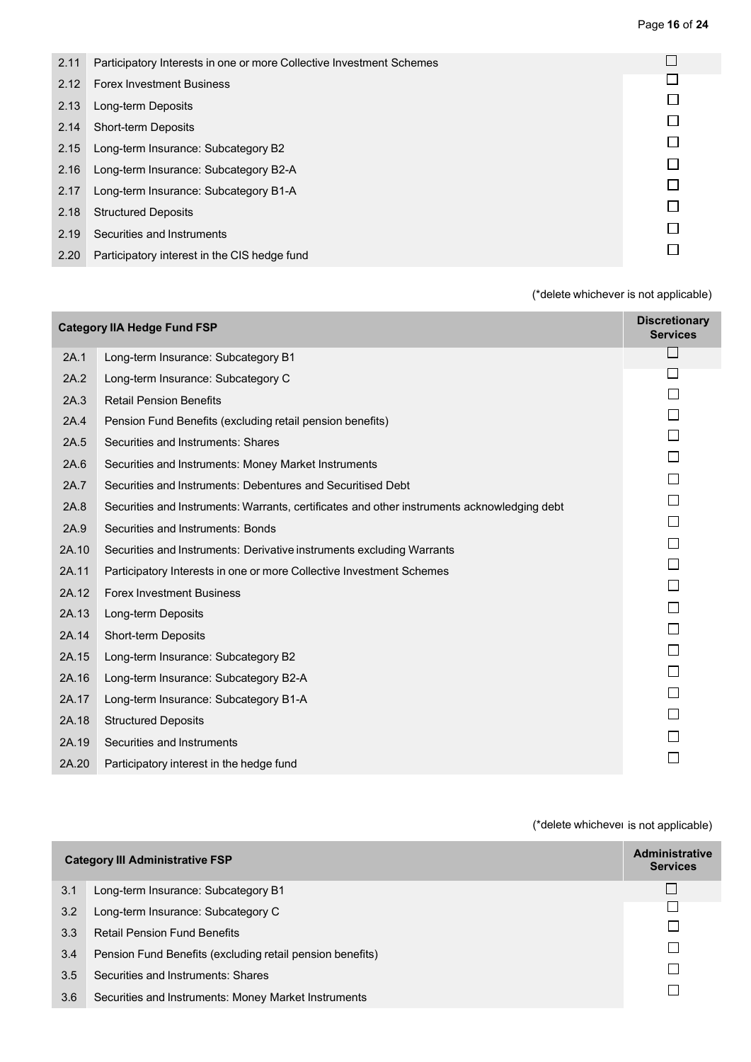| | | |
|---|---|---|
| 2.11 | Participatory Interests in one or more Collective Investment Schemes | ☐ |
| 2.12 | Forex Investment Business | ☐ |
| 2.13 | Long-term Deposits | ☐ |
| 2.14 | Short-term Deposits | ☐ |
| 2.15 | Long-term Insurance: Subcategory B2 | ☐ |
| 2.16 | Long-term Insurance: Subcategory B2-A | ☐ |
| 2.17 | Long-term Insurance: Subcategory B1-A | ☐ |
| 2.18 | Structured Deposits | ☐ |
| 2.19 | Securities and Instruments | ☐ |
| 2.20 | Participatory interest in the CIS hedge fund | ☐ |

(*delete whichever is not applicable)

| Category IIA Hedge Fund FSP | | Discretionary Services |
|---|---|---|
| 2A.1 | Long-term Insurance: Subcategory B1 | ☐ |
| 2A.2 | Long-term Insurance: Subcategory C | ☐ |
| 2A.3 | Retail Pension Benefits | ☐ |
| 2A.4 | Pension Fund Benefits (excluding retail pension benefits) | ☐ |
| 2A.5 | Securities and Instruments: Shares | ☐ |
| 2A.6 | Securities and Instruments: Money Market Instruments | ☐ |
| 2A.7 | Securities and Instruments: Debentures and Securitised Debt | ☐ |
| 2A.8 | Securities and Instruments: Warrants, certificates and other instruments acknowledging debt | ☐ |
| 2A.9 | Securities and Instruments: Bonds | ☐ |
| 2A.10 | Securities and Instruments: Derivative instruments excluding Warrants | ☐ |
| 2A.11 | Participatory Interests in one or more Collective Investment Schemes | ☐ |
| 2A.12 | Forex Investment Business | ☐ |
| 2A.13 | Long-term Deposits | ☐ |
| 2A.14 | Short-term Deposits | ☐ |
| 2A.15 | Long-term Insurance: Subcategory B2 | ☐ |
| 2A.16 | Long-term Insurance: Subcategory B2-A | ☐ |
| 2A.17 | Long-term Insurance: Subcategory B1-A | ☐ |
| 2A.18 | Structured Deposits | ☐ |
| 2A.19 | Securities and Instruments | ☐ |
| 2A.20 | Participatory interest in the hedge fund | ☐ |

(*delete whichever is not applicable)

| Category III Administrative FSP | | Administrative Services |
|---|---|---|
| 3.1 | Long-term Insurance: Subcategory B1 | ☐ |
| 3.2 | Long-term Insurance: Subcategory C | ☐ |
| 3.3 | Retail Pension Fund Benefits | ☐ |
| 3.4 | Pension Fund Benefits (excluding retail pension benefits) | ☐ |
| 3.5 | Securities and Instruments: Shares | ☐ |
| 3.6 | Securities and Instruments: Money Market Instruments | ☐ |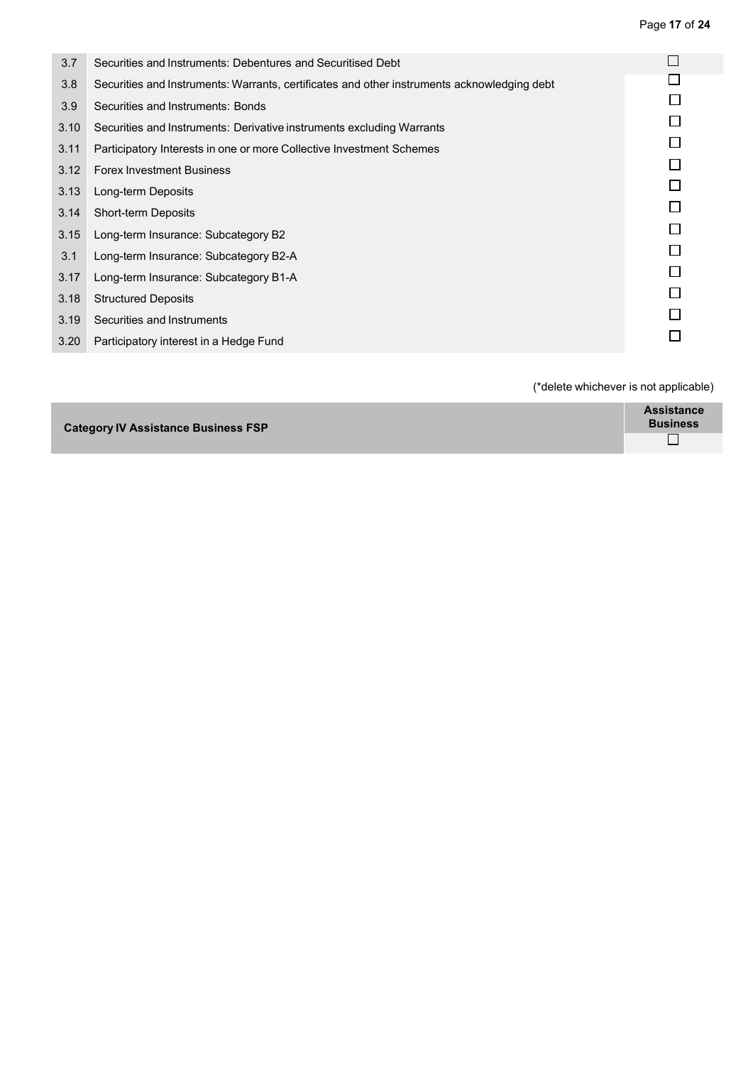| | | |
|---|---|---|
| 3.7 | Securities and Instruments: Debentures and Securitised Debt | ☐ |
| 3.8 | Securities and Instruments: Warrants, certificates and other instruments acknowledging debt | ☐ |
| 3.9 | Securities and Instruments: Bonds | ☐ |
| 3.10 | Securities and Instruments: Derivative instruments excluding Warrants | ☐ |
| 3.11 | Participatory Interests in one or more Collective Investment Schemes | ☐ |
| 3.12 | Forex Investment Business | ☐ |
| 3.13 | Long-term Deposits | ☐ |
| 3.14 | Short-term Deposits | ☐ |
| 3.15 | Long-term Insurance: Subcategory B2 | ☐ |
| 3.1 | Long-term Insurance: Subcategory B2-A | ☐ |
| 3.17 | Long-term Insurance: Subcategory B1-A | ☐ |
| 3.18 | Structured Deposits | ☐ |
| 3.19 | Securities and Instruments | ☐ |
| 3.20 | Participatory interest in a Hedge Fund | ☐ |

(*delete whichever is not applicable)

| **Category IV Assistance Business FSP** | **Assistance Business** |
|---|---|
| | ☐ |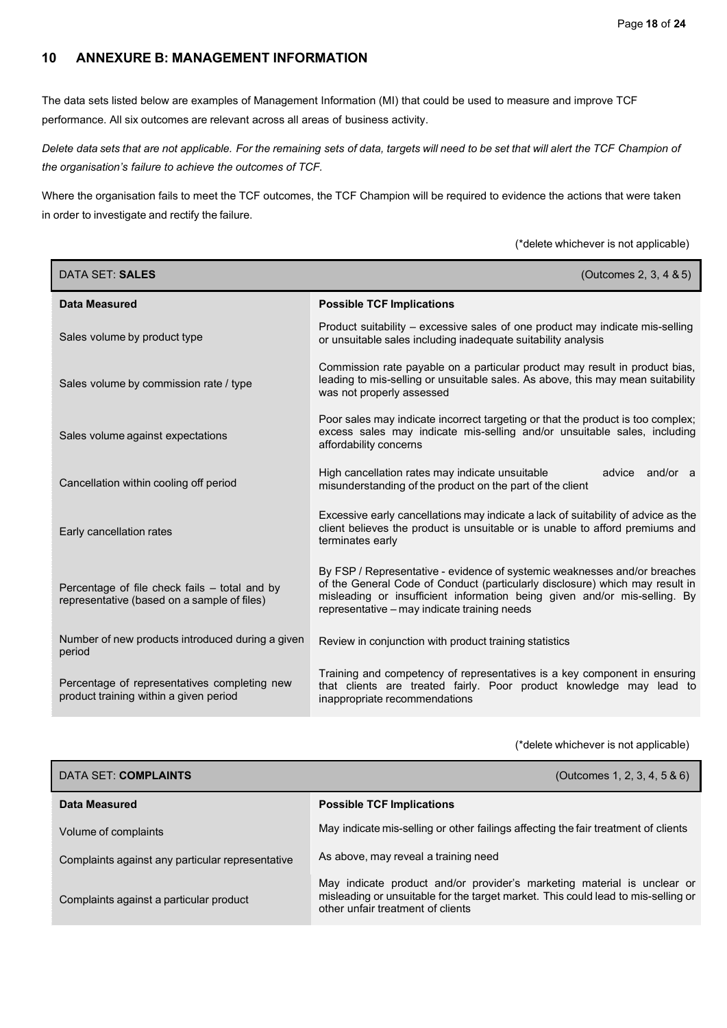## 10 ANNEXURE B: MANAGEMENT INFORMATION

The data sets listed below are examples of Management Information (MI) that could be used to measure and improve TCF performance. All six outcomes are relevant across all areas of business activity.

*Delete data sets that are not applicable. For the remaining sets of data, targets will need to be set that will alert the TCF Champion of the organisation's failure to achieve the outcomes of TCF.*

Where the organisation fails to meet the TCF outcomes, the TCF Champion will be required to evidence the actions that were taken in order to investigate and rectify the failure.

(*delete whichever is not applicable)

| DATA SET: **SALES** | (Outcomes 2, 3, 4 & 5) |
|---|---|
| **Data Measured** | **Possible TCF Implications** |
| Sales volume by product type | Product suitability – excessive sales of one product may indicate mis-selling or unsuitable sales including inadequate suitability analysis |
| Sales volume by commission rate / type | Commission rate payable on a particular product may result in product bias, leading to mis-selling or unsuitable sales. As above, this may mean suitability was not properly assessed |
| Sales volume against expectations | Poor sales may indicate incorrect targeting or that the product is too complex; excess sales may indicate mis-selling and/or unsuitable sales, including affordability concerns |
| Cancellation within cooling off period | High cancellation rates may indicate unsuitable advice and/or a misunderstanding of the product on the part of the client |
| Early cancellation rates | Excessive early cancellations may indicate a lack of suitability of advice as the client believes the product is unsuitable or is unable to afford premiums and terminates early |
| Percentage of file check fails – total and by representative (based on a sample of files) | By FSP / Representative - evidence of systemic weaknesses and/or breaches of the General Code of Conduct (particularly disclosure) which may result in misleading or insufficient information being given and/or mis-selling. By representative – may indicate training needs |
| Number of new products introduced during a given period | Review in conjunction with product training statistics |
| Percentage of representatives completing new product training within a given period | Training and competency of representatives is a key component in ensuring that clients are treated fairly. Poor product knowledge may lead to inappropriate recommendations |

(*delete whichever is not applicable)

| DATA SET: **COMPLAINTS** | (Outcomes 1, 2, 3, 4, 5 & 6) |
|---|---|
| **Data Measured** | **Possible TCF Implications** |
| Volume of complaints | May indicate mis-selling or other failings affecting the fair treatment of clients |
| Complaints against any particular representative | As above, may reveal a training need |
| Complaints against a particular product | May indicate product and/or provider's marketing material is unclear or misleading or unsuitable for the target market. This could lead to mis-selling or other unfair treatment of clients |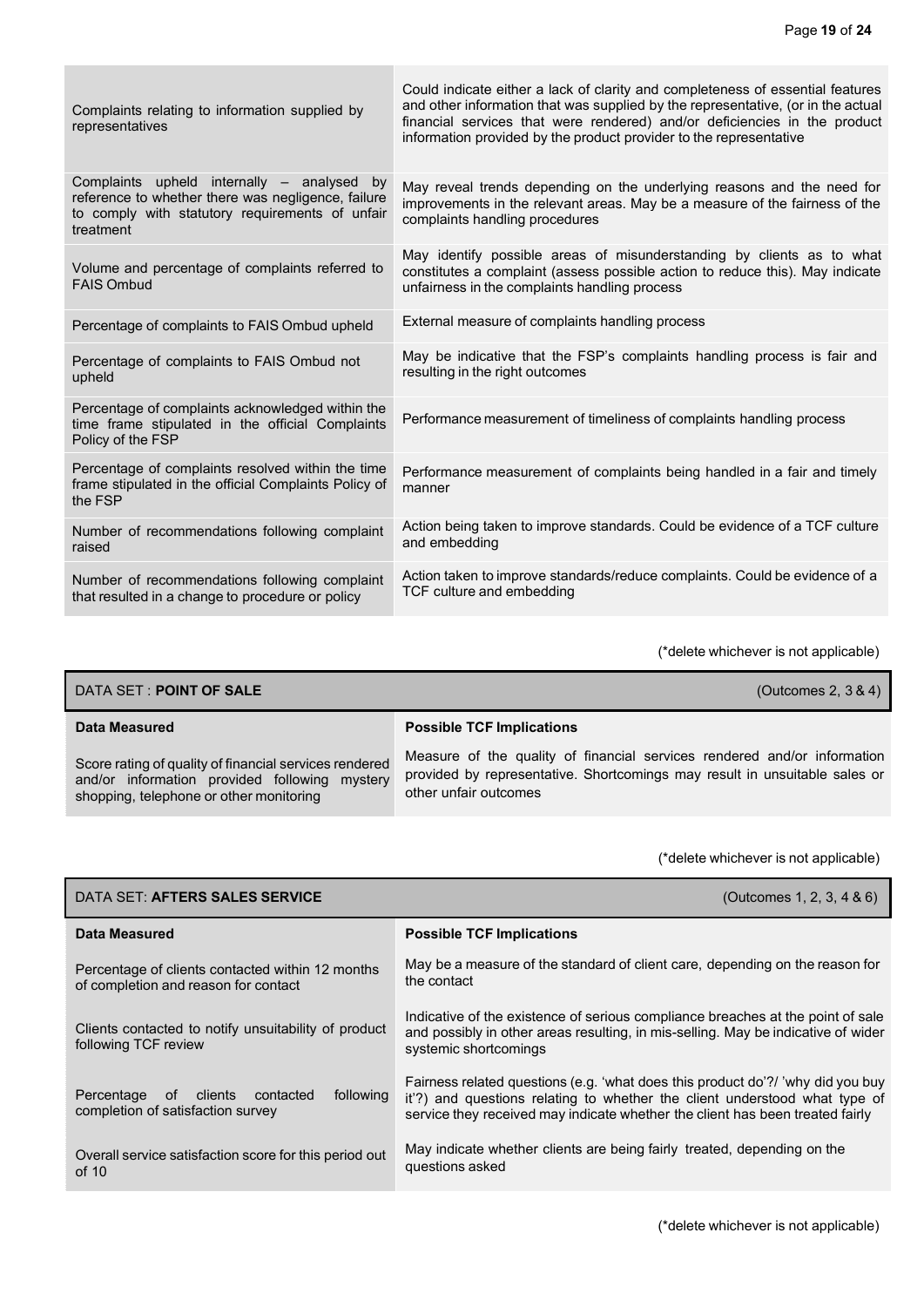| | |
|---|---|
| Complaints relating to information supplied by representatives | Could indicate either a lack of clarity and completeness of essential features and other information that was supplied by the representative, (or in the actual financial services that were rendered) and/or deficiencies in the product information provided by the product provider to the representative |
| Complaints upheld internally – analysed by reference to whether there was negligence, failure to comply with statutory requirements of unfair treatment | May reveal trends depending on the underlying reasons and the need for improvements in the relevant areas. May be a measure of the fairness of the complaints handling procedures |
| Volume and percentage of complaints referred to FAIS Ombud | May identify possible areas of misunderstanding by clients as to what constitutes a complaint (assess possible action to reduce this). May indicate unfairness in the complaints handling process |
| Percentage of complaints to FAIS Ombud upheld | External measure of complaints handling process |
| Percentage of complaints to FAIS Ombud not upheld | May be indicative that the FSP's complaints handling process is fair and resulting in the right outcomes |
| Percentage of complaints acknowledged within the time frame stipulated in the official Complaints Policy of the FSP | Performance measurement of timeliness of complaints handling process |
| Percentage of complaints resolved within the time frame stipulated in the official Complaints Policy of the FSP | Performance measurement of complaints being handled in a fair and timely manner |
| Number of recommendations following complaint raised | Action being taken to improve standards. Could be evidence of a TCF culture and embedding |
| Number of recommendations following complaint that resulted in a change to procedure or policy | Action taken to improve standards/reduce complaints. Could be evidence of a TCF culture and embedding |

(*delete whichever is not applicable)

| DATA SET : **POINT OF SALE** | (Outcomes 2, 3 & 4) |
|---|---|
| **Data Measured** | **Possible TCF Implications** |
| Score rating of quality of financial services rendered and/or information provided following mystery shopping, telephone or other monitoring | Measure of the quality of financial services rendered and/or information provided by representative. Shortcomings may result in unsuitable sales or other unfair outcomes |

(*delete whichever is not applicable)

| DATA SET: **AFTERS SALES SERVICE** | (Outcomes 1, 2, 3, 4 & 6) |
|---|---|
| **Data Measured** | **Possible TCF Implications** |
| Percentage of clients contacted within 12 months of completion and reason for contact | May be a measure of the standard of client care, depending on the reason for the contact |
| Clients contacted to notify unsuitability of product following TCF review | Indicative of the existence of serious compliance breaches at the point of sale and possibly in other areas resulting, in mis-selling. May be indicative of wider systemic shortcomings |
| Percentage of clients contacted following completion of satisfaction survey | Fairness related questions (e.g. 'what does this product do'?/ 'why did you buy it'?) and questions relating to whether the client understood what type of service they received may indicate whether the client has been treated fairly |
| Overall service satisfaction score for this period out of 10 | May indicate whether clients are being fairly treated, depending on the questions asked |

(*delete whichever is not applicable)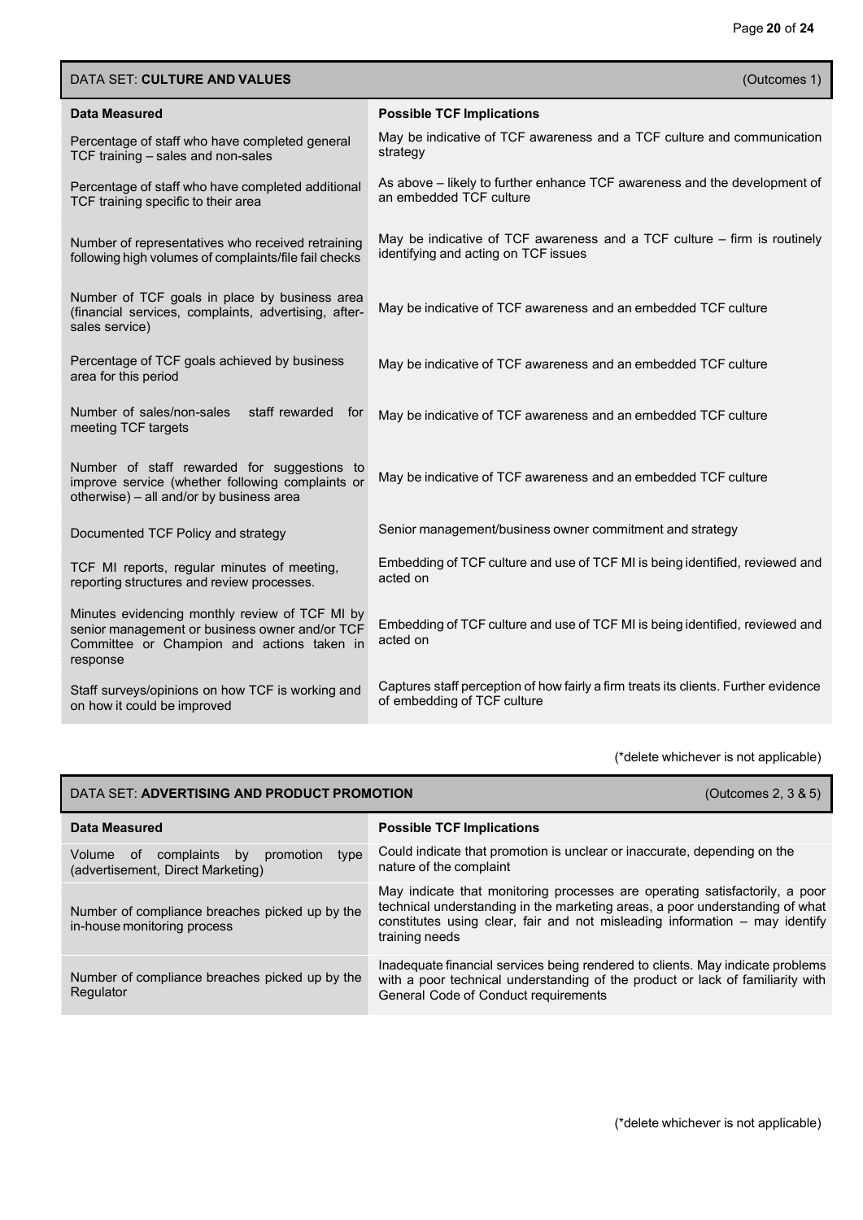| DATA SET: **CULTURE AND VALUES** | (Outcomes 1) |
|---|---|
| **Data Measured** | **Possible TCF Implications** |
| Percentage of staff who have completed general TCF training – sales and non-sales | May be indicative of TCF awareness and a TCF culture and communication strategy |
| Percentage of staff who have completed additional TCF training specific to their area | As above – likely to further enhance TCF awareness and the development of an embedded TCF culture |
| Number of representatives who received retraining following high volumes of complaints/file fail checks | May be indicative of TCF awareness and a TCF culture – firm is routinely identifying and acting on TCF issues |
| Number of TCF goals in place by business area (financial services, complaints, advertising, after-sales service) | May be indicative of TCF awareness and an embedded TCF culture |
| Percentage of TCF goals achieved by business area for this period | May be indicative of TCF awareness and an embedded TCF culture |
| Number of sales/non-sales staff rewarded for meeting TCF targets | May be indicative of TCF awareness and an embedded TCF culture |
| Number of staff rewarded for suggestions to improve service (whether following complaints or otherwise) – all and/or by business area | May be indicative of TCF awareness and an embedded TCF culture |
| Documented TCF Policy and strategy | Senior management/business owner commitment and strategy |
| TCF MI reports, regular minutes of meeting, reporting structures and review processes. | Embedding of TCF culture and use of TCF MI is being identified, reviewed and acted on |
| Minutes evidencing monthly review of TCF MI by senior management or business owner and/or TCF Committee or Champion and actions taken in response | Embedding of TCF culture and use of TCF MI is being identified, reviewed and acted on |
| Staff surveys/opinions on how TCF is working and on how it could be improved | Captures staff perception of how fairly a firm treats its clients. Further evidence of embedding of TCF culture |

(*delete whichever is not applicable)

| DATA SET: **ADVERTISING AND PRODUCT PROMOTION** | (Outcomes 2, 3 & 5) |
|---|---|
| **Data Measured** | **Possible TCF Implications** |
| Volume of complaints by promotion type (advertisement, Direct Marketing) | Could indicate that promotion is unclear or inaccurate, depending on the nature of the complaint |
| Number of compliance breaches picked up by the in-house monitoring process | May indicate that monitoring processes are operating satisfactorily, a poor technical understanding in the marketing areas, a poor understanding of what constitutes using clear, fair and not misleading information – may identify training needs |
| Number of compliance breaches picked up by the Regulator | Inadequate financial services being rendered to clients. May indicate problems with a poor technical understanding of the product or lack of familiarity with General Code of Conduct requirements |

(*delete whichever is not applicable)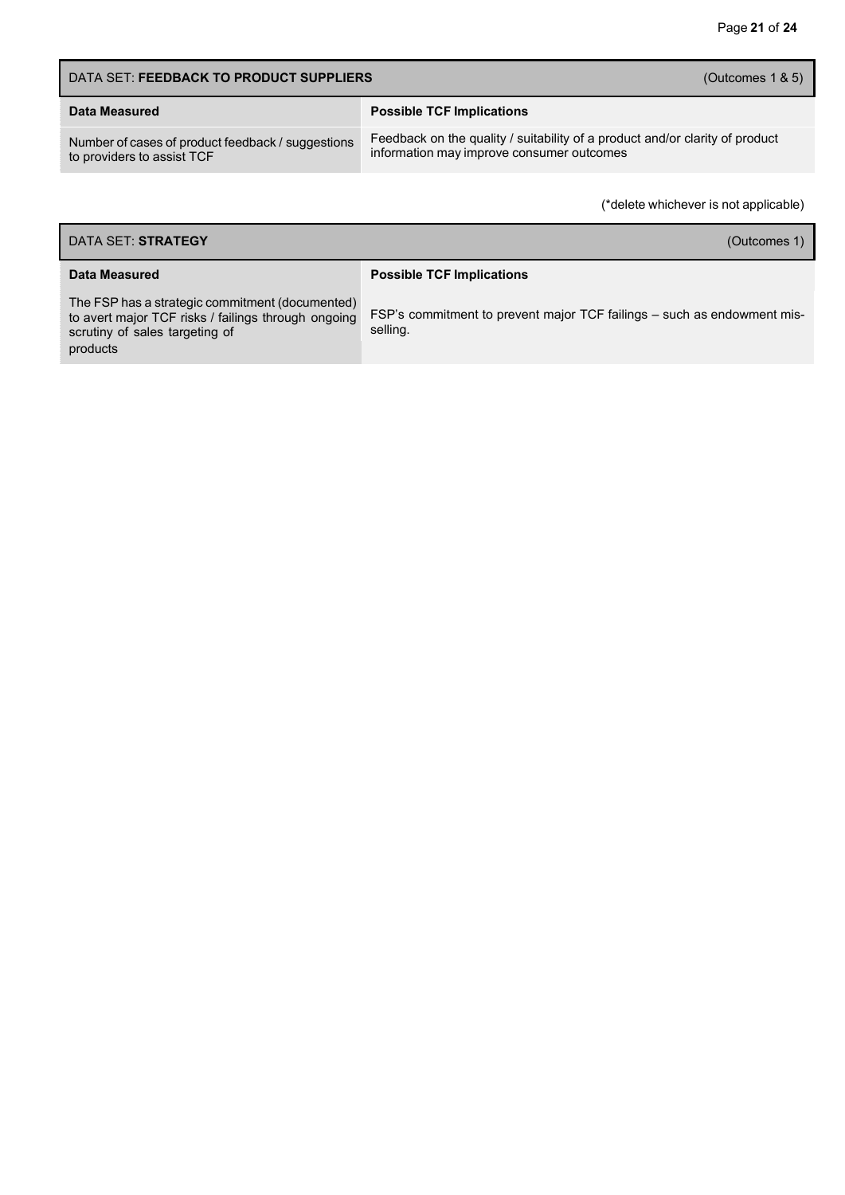| DATA SET: **FEEDBACK TO PRODUCT SUPPLIERS** | (Outcomes 1 & 5) |
|---|---|
| **Data Measured** | **Possible TCF Implications** |
| Number of cases of product feedback / suggestions to providers to assist TCF | Feedback on the quality / suitability of a product and/or clarity of product information may improve consumer outcomes |

(*delete whichever is not applicable)

| DATA SET: **STRATEGY** | (Outcomes 1) |
|---|---|
| **Data Measured** | **Possible TCF Implications** |
| The FSP has a strategic commitment (documented) to avert major TCF risks / failings through ongoing scrutiny of sales targeting of products | FSP's commitment to prevent major TCF failings – such as endowment mis-selling. |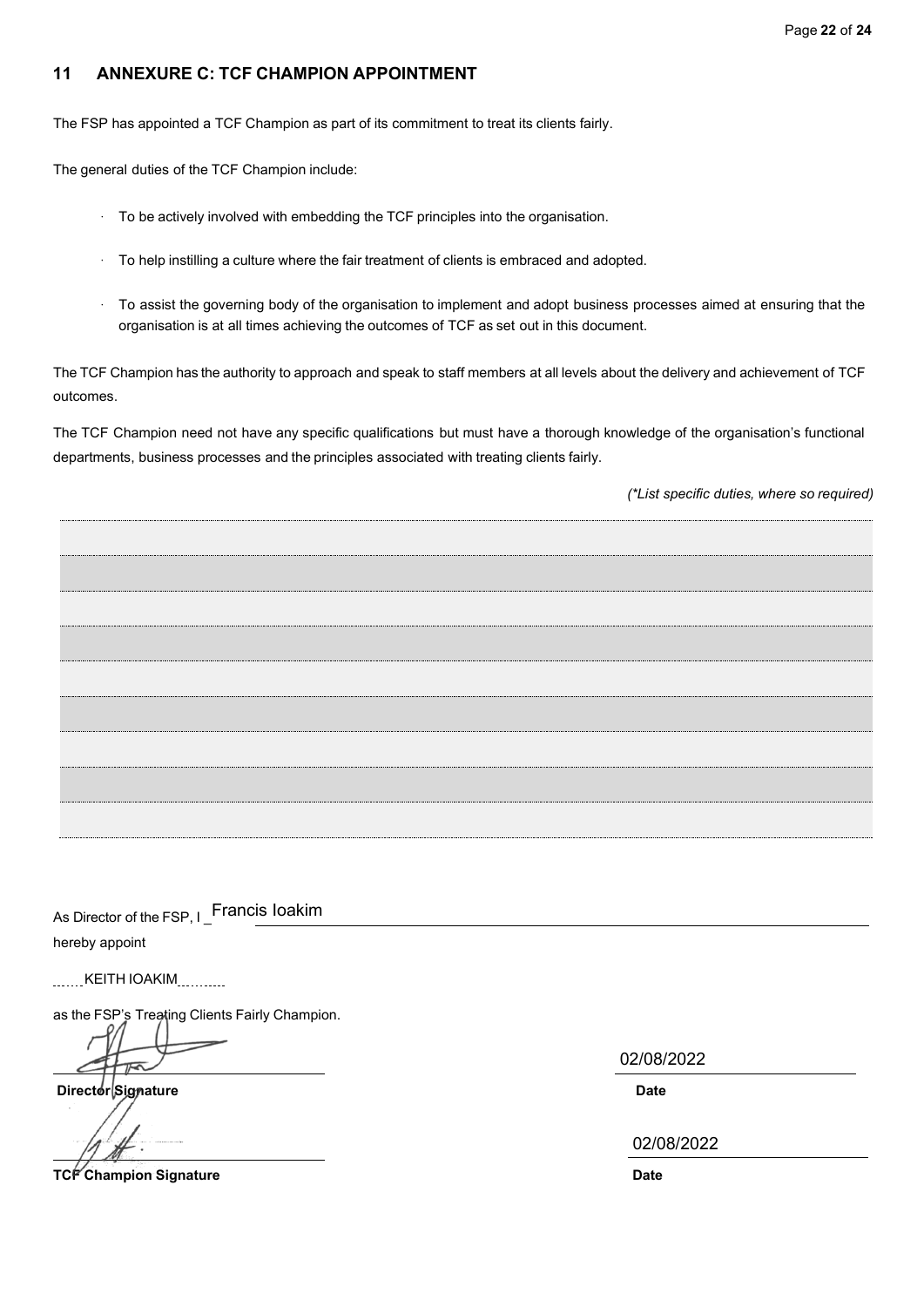## 11 ANNEXURE C: TCF CHAMPION APPOINTMENT

The FSP has appointed a TCF Champion as part of its commitment to treat its clients fairly.

The general duties of the TCF Champion include:

- To be actively involved with embedding the TCF principles into the organisation.
- To help instilling a culture where the fair treatment of clients is embraced and adopted.
- To assist the governing body of the organisation to implement and adopt business processes aimed at ensuring that the organisation is at all times achieving the outcomes of TCF as set out in this document.

The TCF Champion has the authority to approach and speak to staff members at all levels about the delivery and achievement of TCF outcomes.

The TCF Champion need not have any specific qualifications but must have a thorough knowledge of the organisation's functional departments, business processes and the principles associated with treating clients fairly.

*(\*List specific duties, where so required)*

As Director of the FSP, I Francis Ioakim

hereby appoint

KEITH IOAKIM

as the FSP's Treating Clients Fairly Champion.

| | |
|---|---|
| **Director Signature** | **Date** 02/08/2022 |
| **TCF Champion Signature** | **Date** 02/08/2022 |